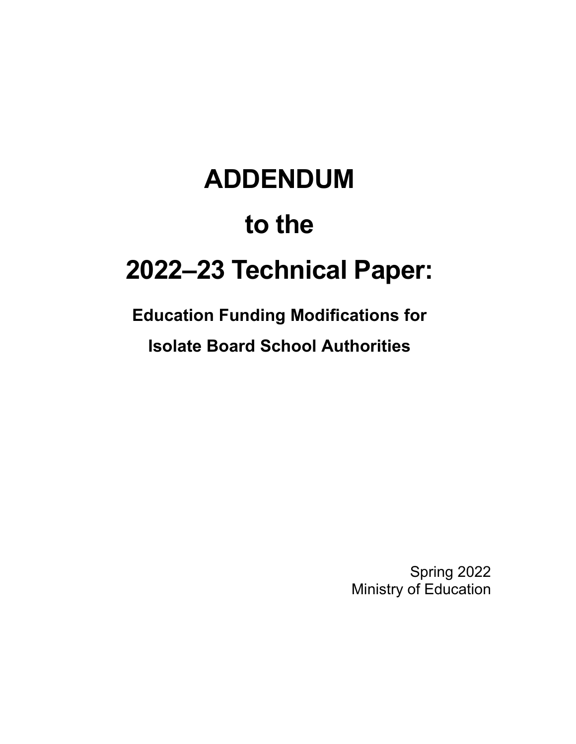# ADDENDUM

# to the

# 2022–23 Technical Paper:

## Education Funding Modifications for

## Isolate Board School Authorities

Spring 2022
Ministry of Education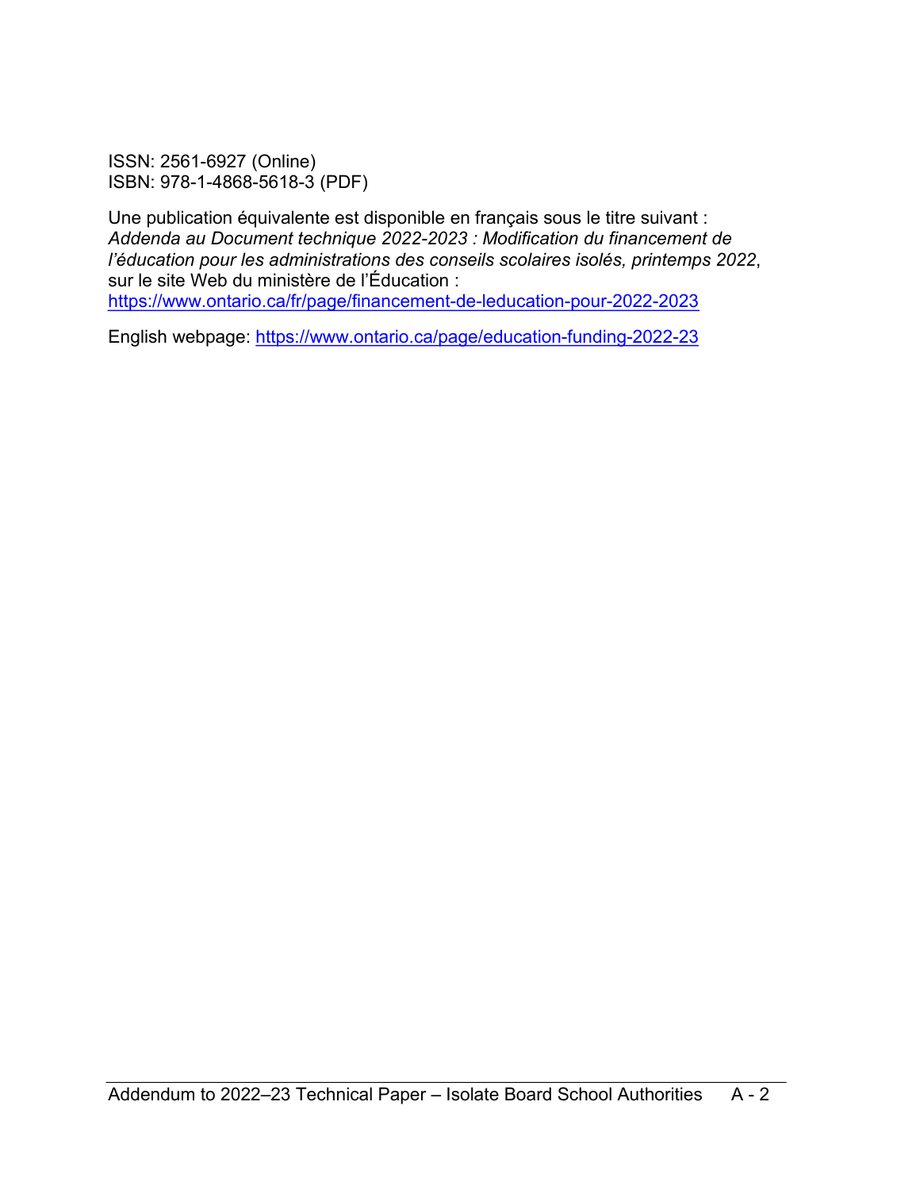ISSN: 2561-6927 (Online)
ISBN: 978-1-4868-5618-3 (PDF)

Une publication équivalente est disponible en français sous le titre suivant : *Addenda au Document technique 2022-2023 : Modification du financement de l'éducation pour les administrations des conseils scolaires isolés, printemps 2022*, sur le site Web du ministère de l'Éducation : https://www.ontario.ca/fr/page/financement-de-leducation-pour-2022-2023

English webpage: https://www.ontario.ca/page/education-funding-2022-23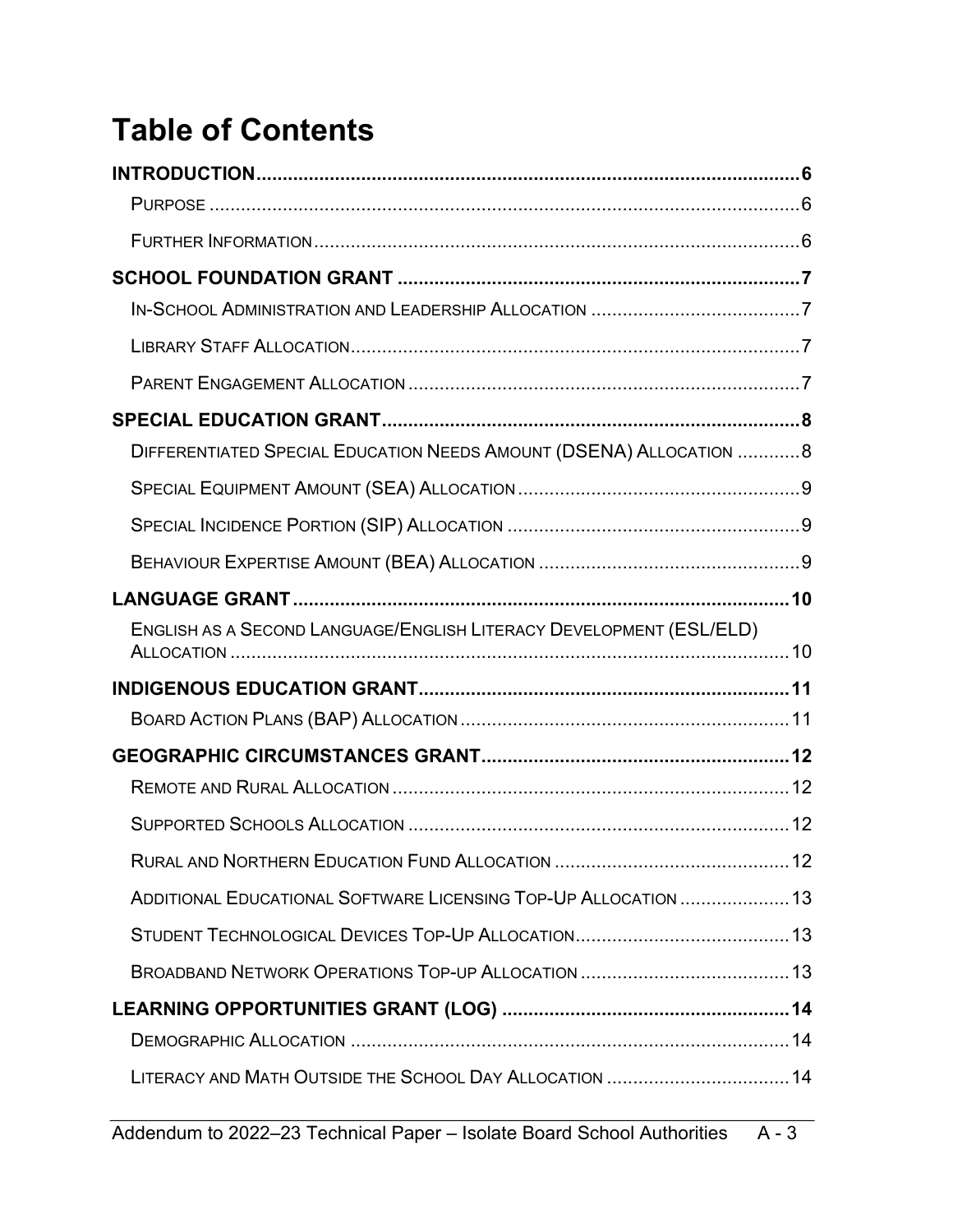# Table of Contents

**INTRODUCTION** ..... 6

- Purpose ..... 6
- Further Information ..... 6

**SCHOOL FOUNDATION GRANT** ..... 7

- In-School Administration and Leadership Allocation ..... 7
- Library Staff Allocation ..... 7
- Parent Engagement Allocation ..... 7

**SPECIAL EDUCATION GRANT** ..... 8

- Differentiated Special Education Needs Amount (DSENA) Allocation ..... 8
- Special Equipment Amount (SEA) Allocation ..... 9
- Special Incidence Portion (SIP) Allocation ..... 9
- Behaviour Expertise Amount (BEA) Allocation ..... 9

**LANGUAGE GRANT** ..... 10

- English as a Second Language/English Literacy Development (ESL/ELD) Allocation ..... 10

**INDIGENOUS EDUCATION GRANT** ..... 11

- Board Action Plans (BAP) Allocation ..... 11

**GEOGRAPHIC CIRCUMSTANCES GRANT** ..... 12

- Remote and Rural Allocation ..... 12
- Supported Schools Allocation ..... 12
- Rural and Northern Education Fund Allocation ..... 12
- Additional Educational Software Licensing Top-Up Allocation ..... 13
- Student Technological Devices Top-Up Allocation ..... 13
- Broadband Network Operations Top-up Allocation ..... 13

**LEARNING OPPORTUNITIES GRANT (LOG)** ..... 14

- Demographic Allocation ..... 14
- Literacy and Math Outside the School Day Allocation ..... 14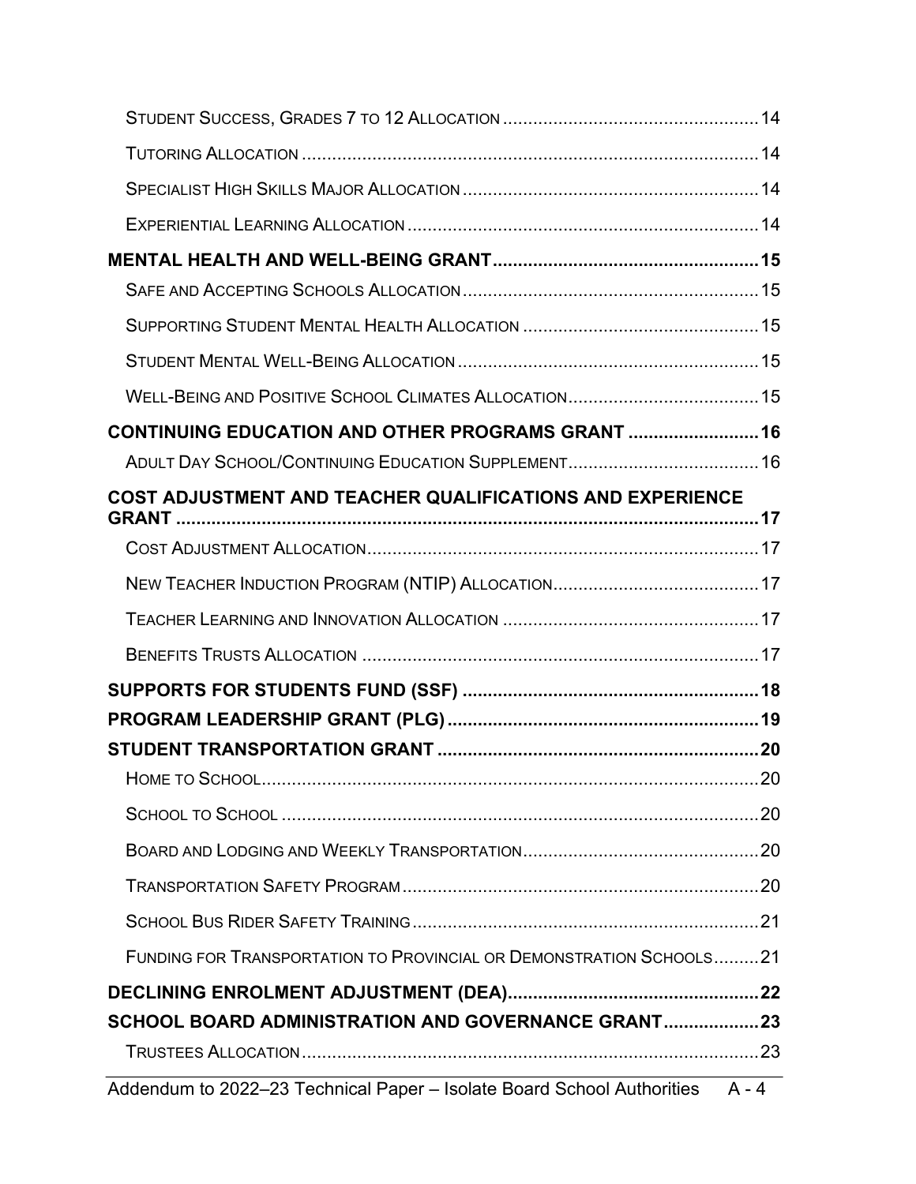Student Success, Grades 7 to 12 Allocation .................................................. 14

Tutoring Allocation .......................................................................................... 14

Specialist High Skills Major Allocation .......................................................... 14

Experiential Learning Allocation ..................................................................... 14

**MENTAL HEALTH AND WELL-BEING GRANT .................................................... 15**

Safe and Accepting Schools Allocation .......................................................... 15

Supporting Student Mental Health Allocation .............................................. 15

Student Mental Well-Being Allocation ........................................................... 15

Well-Being and Positive School Climates Allocation ..................................... 15

**CONTINUING EDUCATION AND OTHER PROGRAMS GRANT .......................... 16**

Adult Day School/Continuing Education Supplement ..................................... 16

**COST ADJUSTMENT AND TEACHER QUALIFICATIONS AND EXPERIENCE GRANT ..................................................................................................................... 17**

Cost Adjustment Allocation ............................................................................. 17

New Teacher Induction Program (NTIP) Allocation ........................................ 17

Teacher Learning and Innovation Allocation .................................................. 17

Benefits Trusts Allocation .............................................................................. 17

**SUPPORTS FOR STUDENTS FUND (SSF) ........................................................... 18**

**PROGRAM LEADERSHIP GRANT (PLG) ............................................................. 19**

**STUDENT TRANSPORTATION GRANT ............................................................... 20**

Home to School ................................................................................................ 20

School to School .............................................................................................. 20

Board and Lodging and Weekly Transportation .............................................. 20

Transportation Safety Program ....................................................................... 20

School Bus Rider Safety Training .................................................................... 21

Funding for Transportation to Provincial or Demonstration Schools ......... 21

**DECLINING ENROLMENT ADJUSTMENT (DEA) ................................................. 22**

**SCHOOL BOARD ADMINISTRATION AND GOVERNANCE GRANT ................... 23**

Trustees Allocation .......................................................................................... 23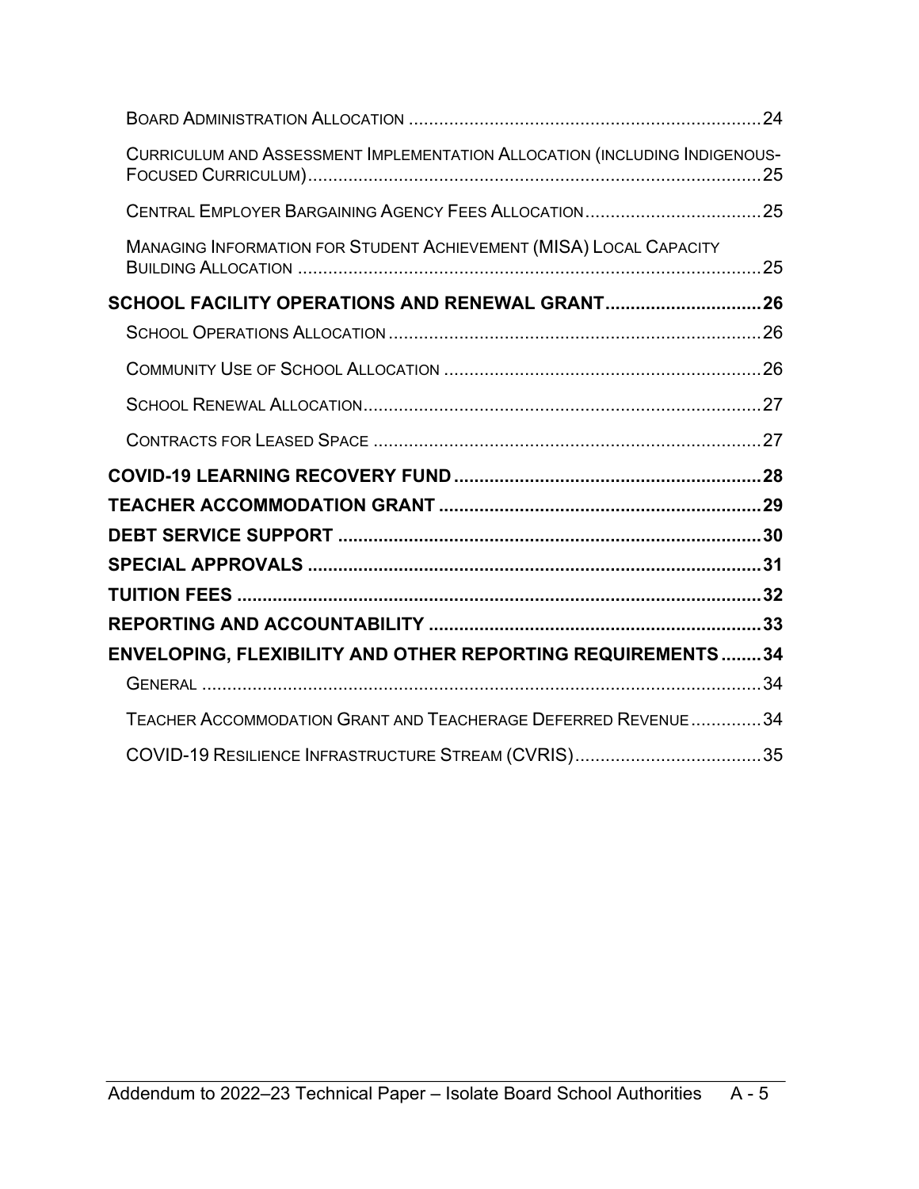Board Administration Allocation ..................................................................... 24

Curriculum and Assessment Implementation Allocation (including Indigenous-Focused Curriculum) ......................................................................................... 25

Central Employer Bargaining Agency Fees Allocation .................................. 25

Managing Information for Student Achievement (MISA) Local Capacity Building Allocation ........................................................................................... 25

**SCHOOL FACILITY OPERATIONS AND RENEWAL GRANT .............................. 26**

School Operations Allocation ......................................................................... 26

Community Use of School Allocation .............................................................. 26

School Renewal Allocation .............................................................................. 27

Contracts for Leased Space ............................................................................ 27

**COVID-19 LEARNING RECOVERY FUND ............................................................ 28**

**TEACHER ACCOMMODATION GRANT ................................................................ 29**

**DEBT SERVICE SUPPORT .................................................................................... 30**

**SPECIAL APPROVALS .......................................................................................... 31**

**TUITION FEES ........................................................................................................ 32**

**REPORTING AND ACCOUNTABILITY ................................................................. 33**

**ENVELOPING, FLEXIBILITY AND OTHER REPORTING REQUIREMENTS ........ 34**

General ............................................................................................................... 34

Teacher Accommodation Grant and Teacherage Deferred Revenue .............. 34

COVID-19 Resilience Infrastructure Stream (CVRIS) ..................................... 35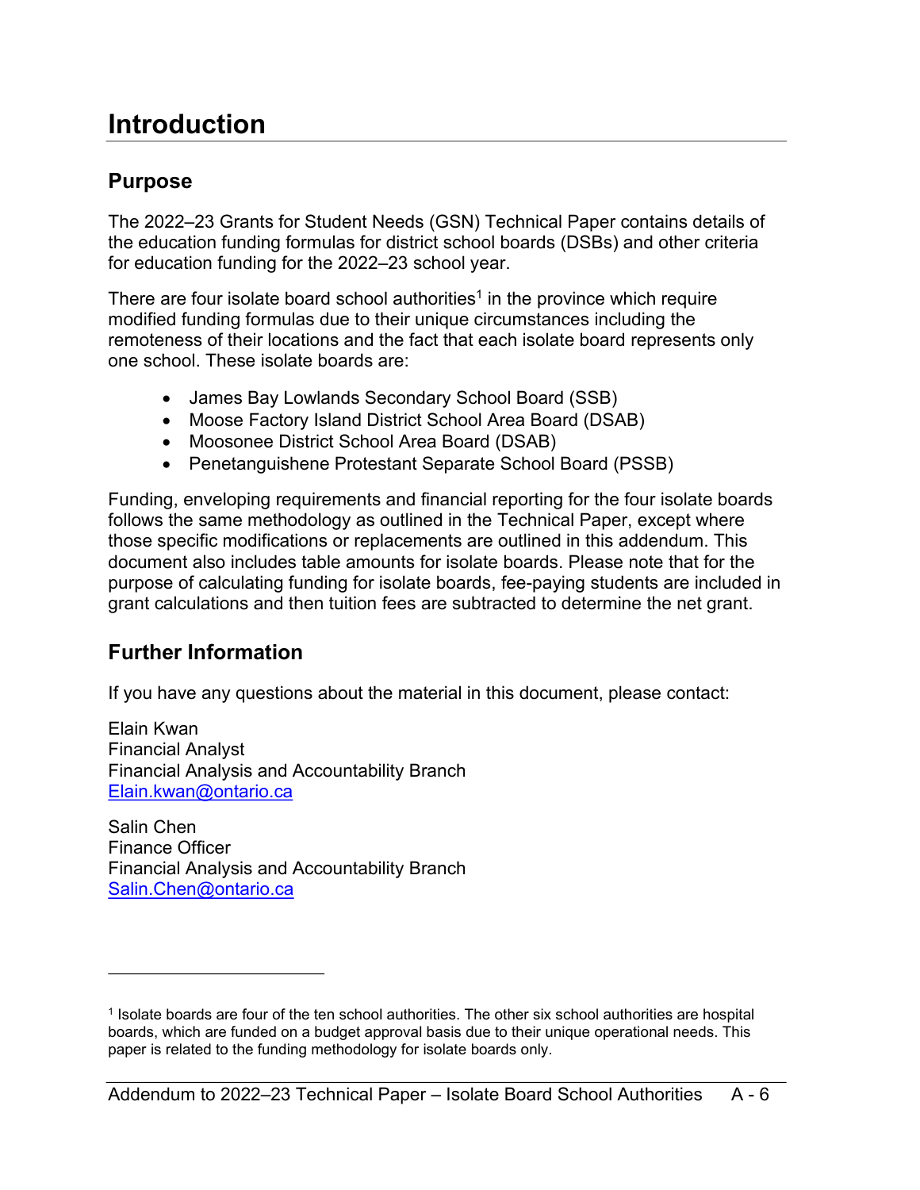# Introduction

## Purpose

The 2022–23 Grants for Student Needs (GSN) Technical Paper contains details of the education funding formulas for district school boards (DSBs) and other criteria for education funding for the 2022–23 school year.

There are four isolate board school authorities[1] in the province which require modified funding formulas due to their unique circumstances including the remoteness of their locations and the fact that each isolate board represents only one school. These isolate boards are:

- James Bay Lowlands Secondary School Board (SSB)
- Moose Factory Island District School Area Board (DSAB)
- Moosonee District School Area Board (DSAB)
- Penetanguishene Protestant Separate School Board (PSSB)

Funding, enveloping requirements and financial reporting for the four isolate boards follows the same methodology as outlined in the Technical Paper, except where those specific modifications or replacements are outlined in this addendum. This document also includes table amounts for isolate boards. Please note that for the purpose of calculating funding for isolate boards, fee-paying students are included in grant calculations and then tuition fees are subtracted to determine the net grant.

## Further Information

If you have any questions about the material in this document, please contact:

Elain Kwan
Financial Analyst
Financial Analysis and Accountability Branch
[Elain.kwan@ontario.ca](mailto:Elain.kwan@ontario.ca)

Salin Chen
Finance Officer
Financial Analysis and Accountability Branch
[Salin.Chen@ontario.ca](mailto:Salin.Chen@ontario.ca)

---

[1] Isolate boards are four of the ten school authorities. The other six school authorities are hospital boards, which are funded on a budget approval basis due to their unique operational needs. This paper is related to the funding methodology for isolate boards only.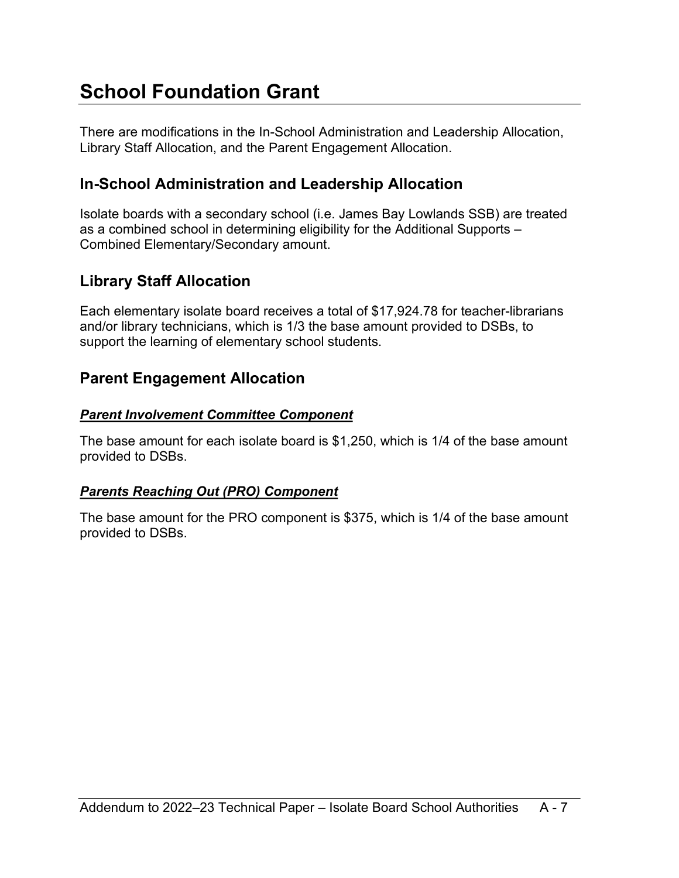# School Foundation Grant

There are modifications in the In-School Administration and Leadership Allocation, Library Staff Allocation, and the Parent Engagement Allocation.

## In-School Administration and Leadership Allocation

Isolate boards with a secondary school (i.e. James Bay Lowlands SSB) are treated as a combined school in determining eligibility for the Additional Supports – Combined Elementary/Secondary amount.

## Library Staff Allocation

Each elementary isolate board receives a total of $17,924.78 for teacher-librarians and/or library technicians, which is 1/3 the base amount provided to DSBs, to support the learning of elementary school students.

## Parent Engagement Allocation

### ***Parent Involvement Committee Component***

The base amount for each isolate board is $1,250, which is 1/4 of the base amount provided to DSBs.

### ***Parents Reaching Out (PRO) Component***

The base amount for the PRO component is $375, which is 1/4 of the base amount provided to DSBs.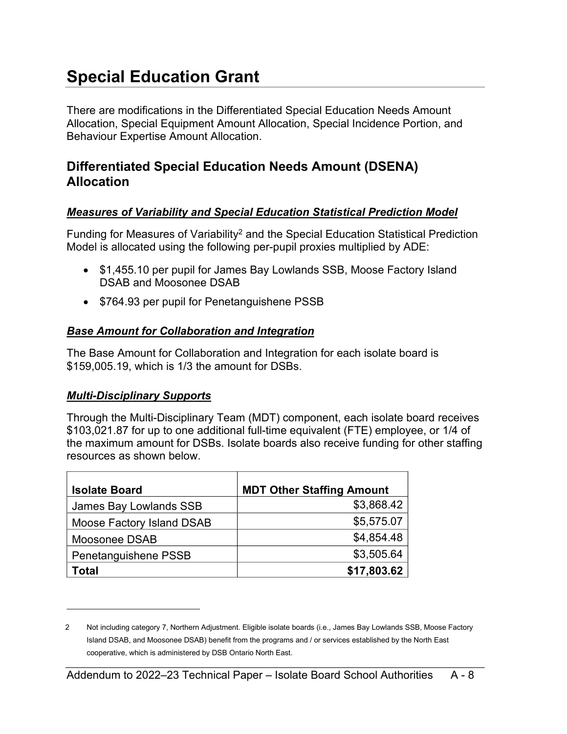# Special Education Grant

There are modifications in the Differentiated Special Education Needs Amount Allocation, Special Equipment Amount Allocation, Special Incidence Portion, and Behaviour Expertise Amount Allocation.

## Differentiated Special Education Needs Amount (DSENA) Allocation

### ***Measures of Variability and Special Education Statistical Prediction Model***

Funding for Measures of Variability[2] and the Special Education Statistical Prediction Model is allocated using the following per-pupil proxies multiplied by ADE:

- $1,455.10 per pupil for James Bay Lowlands SSB, Moose Factory Island DSAB and Moosonee DSAB
- $764.93 per pupil for Penetanguishene PSSB

### ***Base Amount for Collaboration and Integration***

The Base Amount for Collaboration and Integration for each isolate board is $159,005.19, which is 1/3 the amount for DSBs.

### ***Multi-Disciplinary Supports***

Through the Multi-Disciplinary Team (MDT) component, each isolate board receives $103,021.87 for up to one additional full-time equivalent (FTE) employee, or 1/4 of the maximum amount for DSBs. Isolate boards also receive funding for other staffing resources as shown below.

| Isolate Board | MDT Other Staffing Amount |
|---|---:|
| James Bay Lowlands SSB | $3,868.42 |
| Moose Factory Island DSAB | $5,575.07 |
| Moosonee DSAB | $4,854.48 |
| Penetanguishene PSSB | $3,505.64 |
| **Total** | **$17,803.62** |

2 Not including category 7, Northern Adjustment. Eligible isolate boards (i.e., James Bay Lowlands SSB, Moose Factory Island DSAB, and Moosonee DSAB) benefit from the programs and / or services established by the North East cooperative, which is administered by DSB Ontario North East.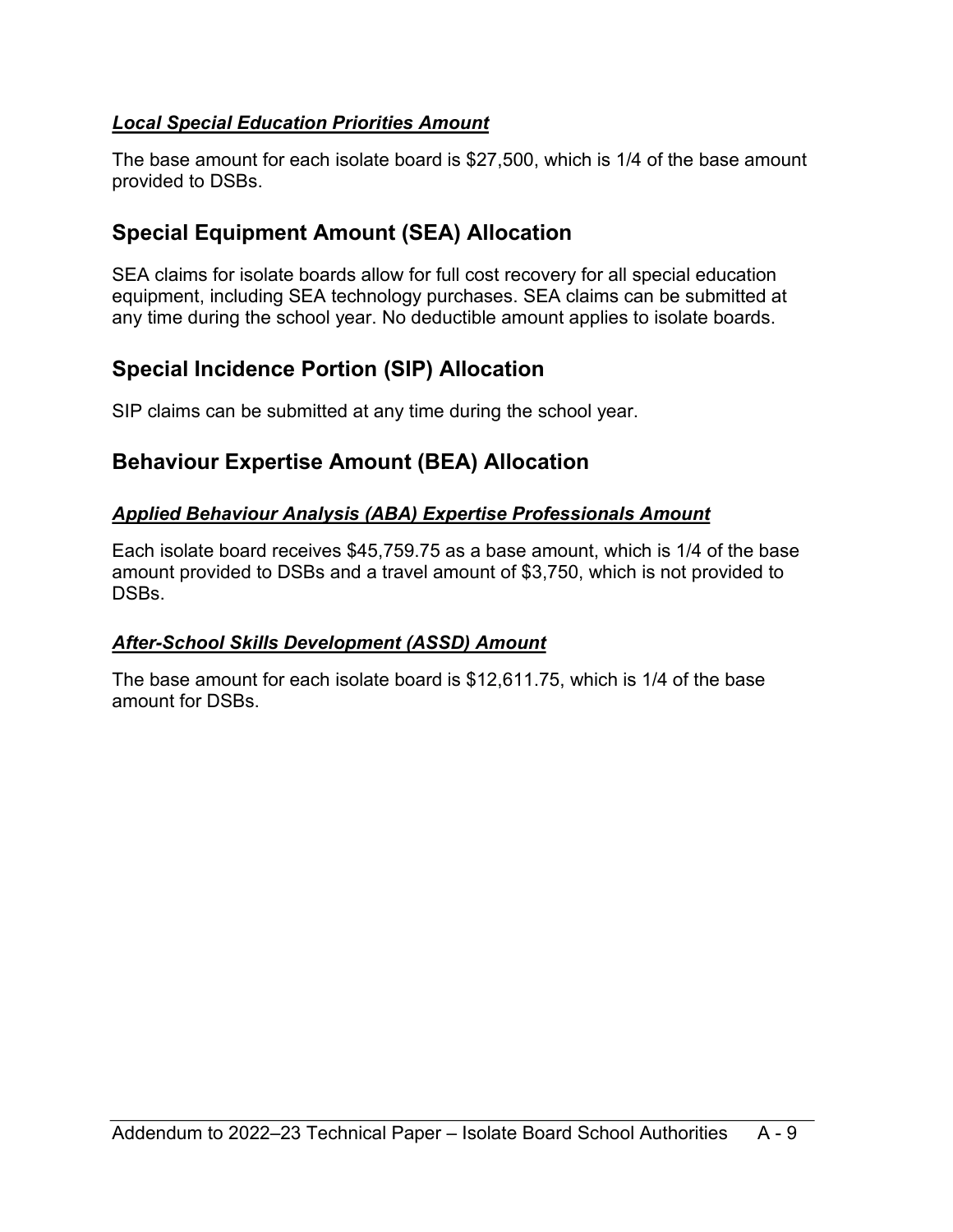### ***Local Special Education Priorities Amount***

The base amount for each isolate board is $27,500, which is 1/4 of the base amount provided to DSBs.

## Special Equipment Amount (SEA) Allocation

SEA claims for isolate boards allow for full cost recovery for all special education equipment, including SEA technology purchases. SEA claims can be submitted at any time during the school year. No deductible amount applies to isolate boards.

## Special Incidence Portion (SIP) Allocation

SIP claims can be submitted at any time during the school year.

## Behaviour Expertise Amount (BEA) Allocation

### ***Applied Behaviour Analysis (ABA) Expertise Professionals Amount***

Each isolate board receives $45,759.75 as a base amount, which is 1/4 of the base amount provided to DSBs and a travel amount of $3,750, which is not provided to DSBs.

### ***After-School Skills Development (ASSD) Amount***

The base amount for each isolate board is $12,611.75, which is 1/4 of the base amount for DSBs.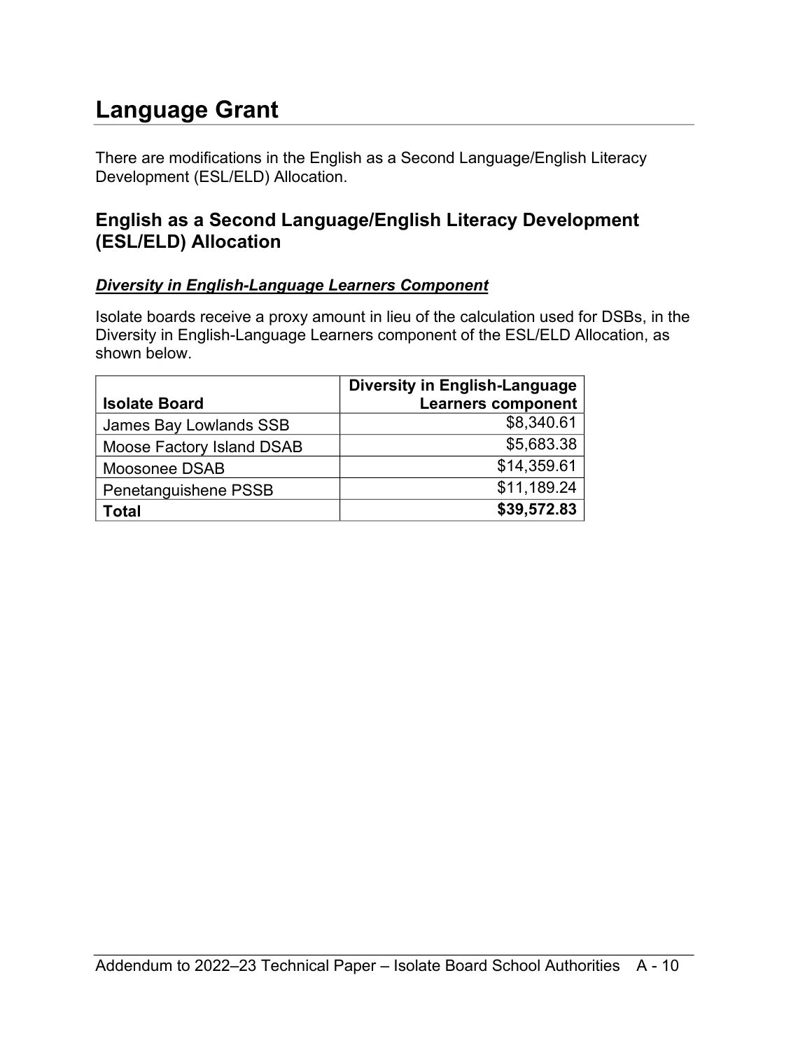# Language Grant

There are modifications in the English as a Second Language/English Literacy Development (ESL/ELD) Allocation.

## English as a Second Language/English Literacy Development (ESL/ELD) Allocation

### ***Diversity in English-Language Learners Component***

Isolate boards receive a proxy amount in lieu of the calculation used for DSBs, in the Diversity in English-Language Learners component of the ESL/ELD Allocation, as shown below.

| Isolate Board | Diversity in English-Language Learners component |
|---|---:|
| James Bay Lowlands SSB | $8,340.61 |
| Moose Factory Island DSAB | $5,683.38 |
| Moosonee DSAB | $14,359.61 |
| Penetanguishene PSSB | $11,189.24 |
| **Total** | **$39,572.83** |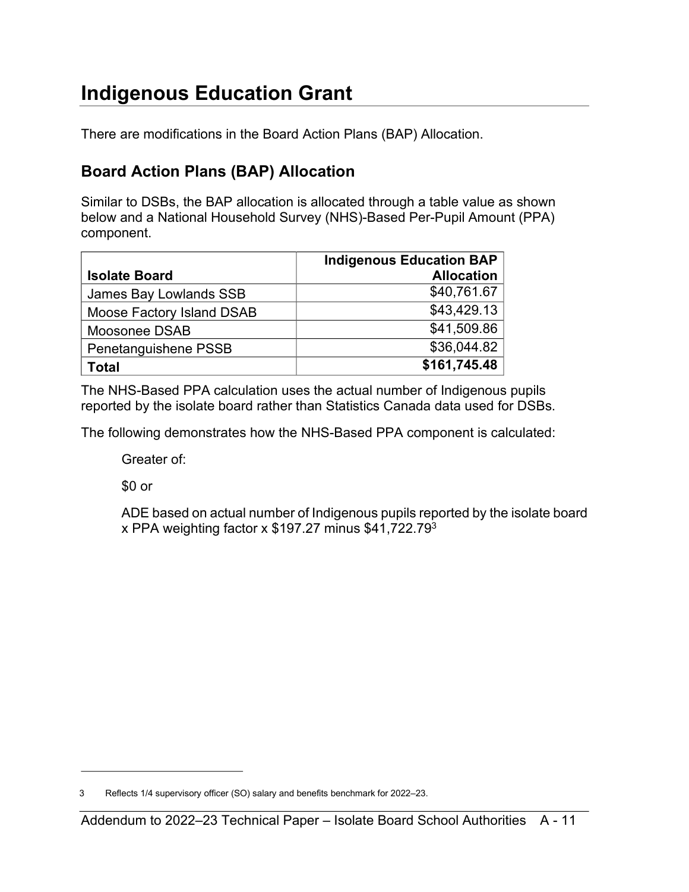# Indigenous Education Grant

There are modifications in the Board Action Plans (BAP) Allocation.

## Board Action Plans (BAP) Allocation

Similar to DSBs, the BAP allocation is allocated through a table value as shown below and a National Household Survey (NHS)-Based Per-Pupil Amount (PPA) component.

| Isolate Board | Indigenous Education BAP Allocation |
|---|---:|
| James Bay Lowlands SSB | $40,761.67 |
| Moose Factory Island DSAB | $43,429.13 |
| Moosonee DSAB | $41,509.86 |
| Penetanguishene PSSB | $36,044.82 |
| **Total** | **$161,745.48** |

The NHS-Based PPA calculation uses the actual number of Indigenous pupils reported by the isolate board rather than Statistics Canada data used for DSBs.

The following demonstrates how the NHS-Based PPA component is calculated:

> Greater of:
>
> $0 or
>
> ADE based on actual number of Indigenous pupils reported by the isolate board x PPA weighting factor x $197.27 minus $41,722.79[3]

---

3 Reflects 1/4 supervisory officer (SO) salary and benefits benchmark for 2022–23.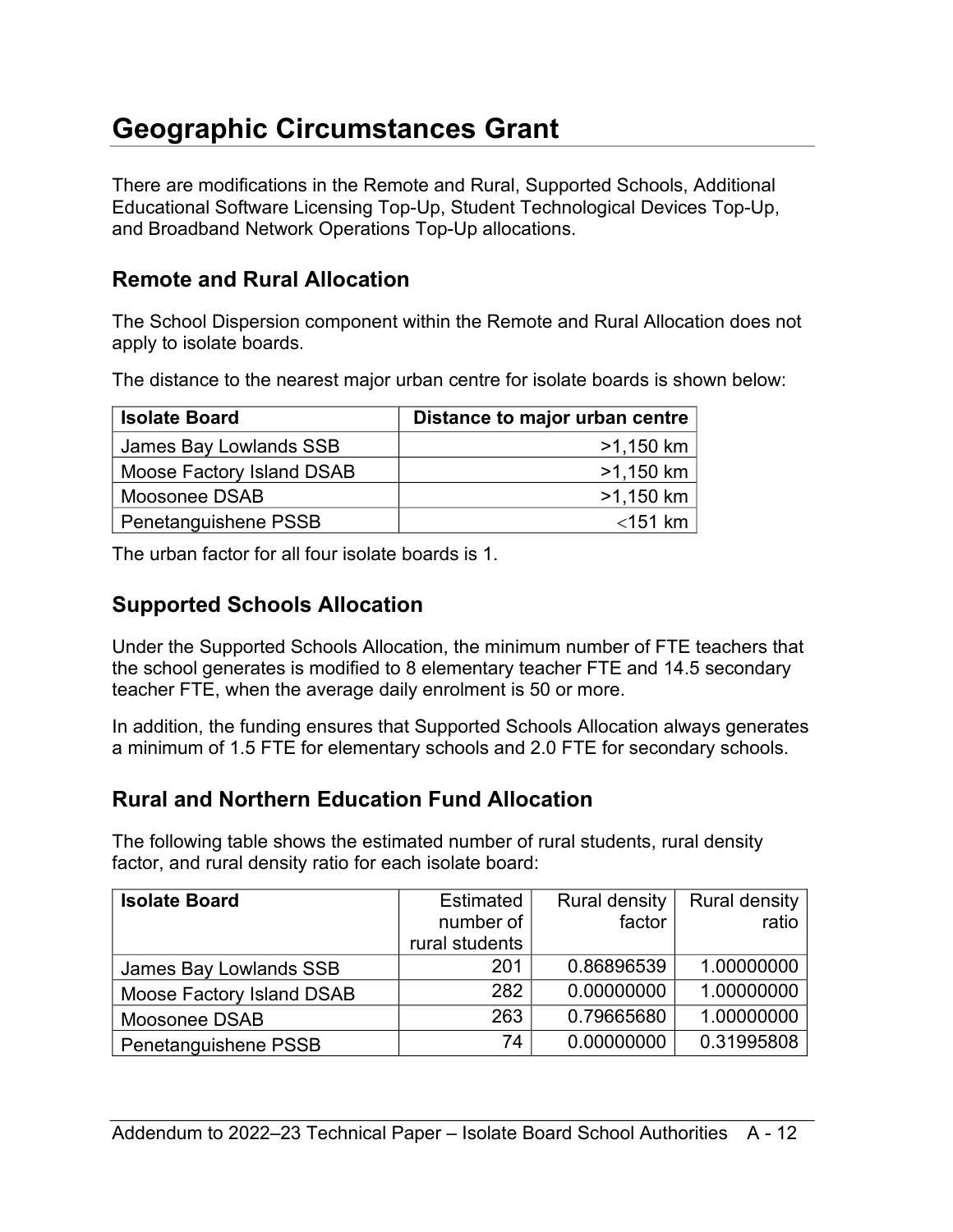# Geographic Circumstances Grant

There are modifications in the Remote and Rural, Supported Schools, Additional Educational Software Licensing Top-Up, Student Technological Devices Top-Up, and Broadband Network Operations Top-Up allocations.

## Remote and Rural Allocation

The School Dispersion component within the Remote and Rural Allocation does not apply to isolate boards.

The distance to the nearest major urban centre for isolate boards is shown below:

| Isolate Board | Distance to major urban centre |
|---|---:|
| James Bay Lowlands SSB | >1,150 km |
| Moose Factory Island DSAB | >1,150 km |
| Moosonee DSAB | >1,150 km |
| Penetanguishene PSSB | <151 km |

The urban factor for all four isolate boards is 1.

## Supported Schools Allocation

Under the Supported Schools Allocation, the minimum number of FTE teachers that the school generates is modified to 8 elementary teacher FTE and 14.5 secondary teacher FTE, when the average daily enrolment is 50 or more.

In addition, the funding ensures that Supported Schools Allocation always generates a minimum of 1.5 FTE for elementary schools and 2.0 FTE for secondary schools.

## Rural and Northern Education Fund Allocation

The following table shows the estimated number of rural students, rural density factor, and rural density ratio for each isolate board:

| Isolate Board | Estimated number of rural students | Rural density factor | Rural density ratio |
|---|---:|---:|---:|
| James Bay Lowlands SSB | 201 | 0.86896539 | 1.00000000 |
| Moose Factory Island DSAB | 282 | 0.00000000 | 1.00000000 |
| Moosonee DSAB | 263 | 0.79665680 | 1.00000000 |
| Penetanguishene PSSB | 74 | 0.00000000 | 0.31995808 |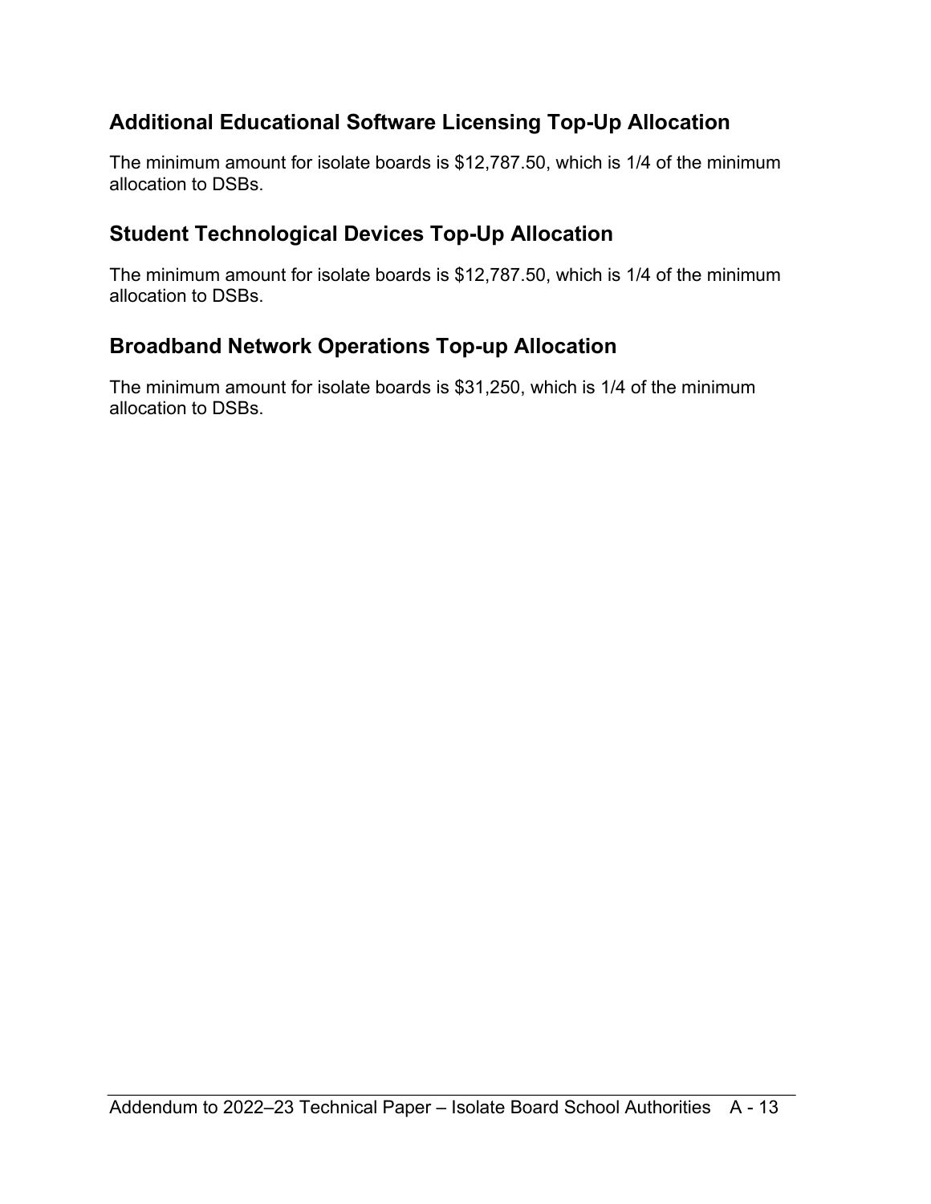## Additional Educational Software Licensing Top-Up Allocation

The minimum amount for isolate boards is $12,787.50, which is 1/4 of the minimum allocation to DSBs.

## Student Technological Devices Top-Up Allocation

The minimum amount for isolate boards is $12,787.50, which is 1/4 of the minimum allocation to DSBs.

## Broadband Network Operations Top-up Allocation

The minimum amount for isolate boards is $31,250, which is 1/4 of the minimum allocation to DSBs.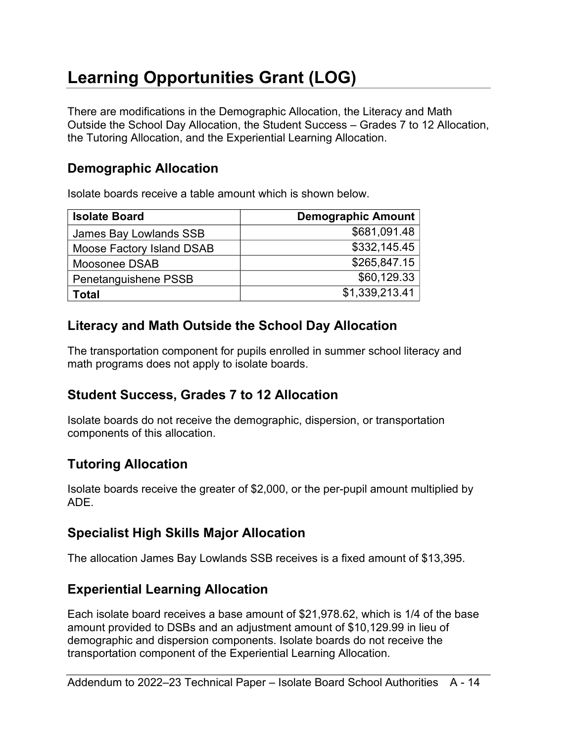# Learning Opportunities Grant (LOG)

There are modifications in the Demographic Allocation, the Literacy and Math Outside the School Day Allocation, the Student Success – Grades 7 to 12 Allocation, the Tutoring Allocation, and the Experiential Learning Allocation.

## Demographic Allocation

Isolate boards receive a table amount which is shown below.

| Isolate Board | Demographic Amount |
|---|---:|
| James Bay Lowlands SSB | $681,091.48 |
| Moose Factory Island DSAB | $332,145.45 |
| Moosonee DSAB | $265,847.15 |
| Penetanguishene PSSB | $60,129.33 |
| **Total** | $1,339,213.41 |

## Literacy and Math Outside the School Day Allocation

The transportation component for pupils enrolled in summer school literacy and math programs does not apply to isolate boards.

## Student Success, Grades 7 to 12 Allocation

Isolate boards do not receive the demographic, dispersion, or transportation components of this allocation.

## Tutoring Allocation

Isolate boards receive the greater of $2,000, or the per-pupil amount multiplied by ADE.

## Specialist High Skills Major Allocation

The allocation James Bay Lowlands SSB receives is a fixed amount of $13,395.

## Experiential Learning Allocation

Each isolate board receives a base amount of $21,978.62, which is 1/4 of the base amount provided to DSBs and an adjustment amount of $10,129.99 in lieu of demographic and dispersion components. Isolate boards do not receive the transportation component of the Experiential Learning Allocation.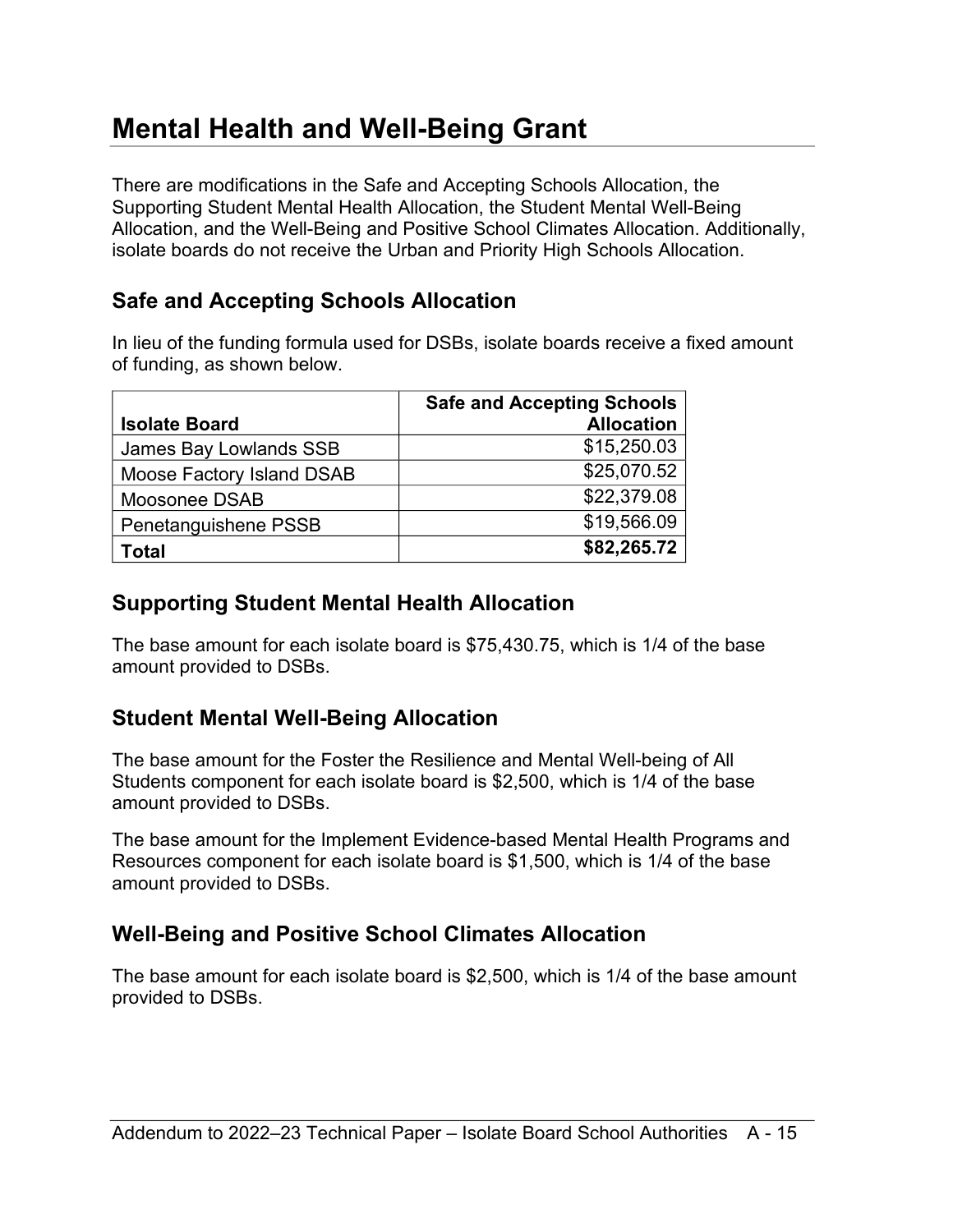# Mental Health and Well-Being Grant

There are modifications in the Safe and Accepting Schools Allocation, the Supporting Student Mental Health Allocation, the Student Mental Well-Being Allocation, and the Well-Being and Positive School Climates Allocation. Additionally, isolate boards do not receive the Urban and Priority High Schools Allocation.

## Safe and Accepting Schools Allocation

In lieu of the funding formula used for DSBs, isolate boards receive a fixed amount of funding, as shown below.

| Isolate Board | Safe and Accepting Schools Allocation |
|---|---:|
| James Bay Lowlands SSB | $15,250.03 |
| Moose Factory Island DSAB | $25,070.52 |
| Moosonee DSAB | $22,379.08 |
| Penetanguishene PSSB | $19,566.09 |
| **Total** | **$82,265.72** |

## Supporting Student Mental Health Allocation

The base amount for each isolate board is $75,430.75, which is 1/4 of the base amount provided to DSBs.

## Student Mental Well-Being Allocation

The base amount for the Foster the Resilience and Mental Well-being of All Students component for each isolate board is $2,500, which is 1/4 of the base amount provided to DSBs.

The base amount for the Implement Evidence-based Mental Health Programs and Resources component for each isolate board is $1,500, which is 1/4 of the base amount provided to DSBs.

## Well-Being and Positive School Climates Allocation

The base amount for each isolate board is $2,500, which is 1/4 of the base amount provided to DSBs.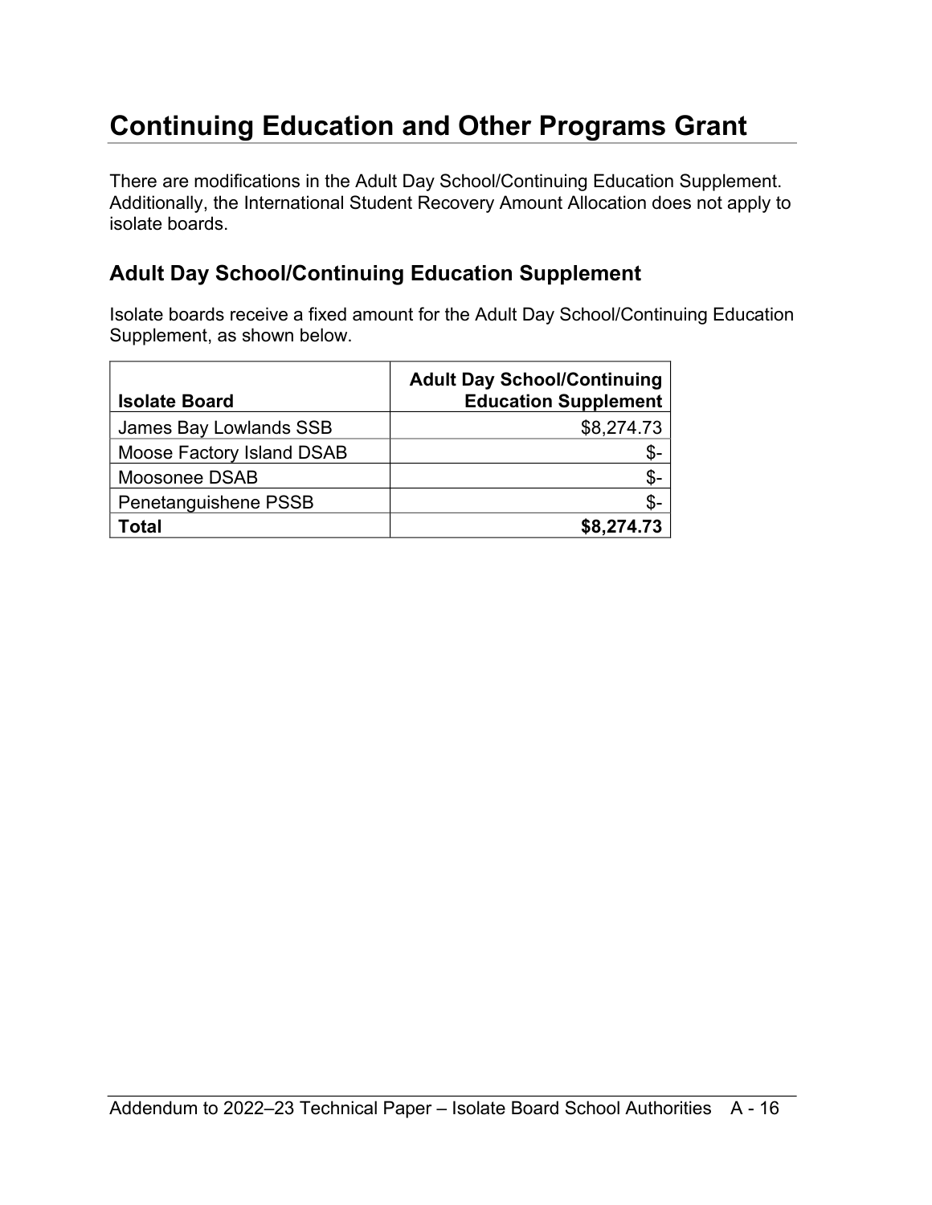# Continuing Education and Other Programs Grant

There are modifications in the Adult Day School/Continuing Education Supplement. Additionally, the International Student Recovery Amount Allocation does not apply to isolate boards.

## Adult Day School/Continuing Education Supplement

Isolate boards receive a fixed amount for the Adult Day School/Continuing Education Supplement, as shown below.

| Isolate Board | Adult Day School/Continuing Education Supplement |
|---|---:|
| James Bay Lowlands SSB | $8,274.73 |
| Moose Factory Island DSAB | $- |
| Moosonee DSAB | $- |
| Penetanguishene PSSB | $- |
| **Total** | **$8,274.73** |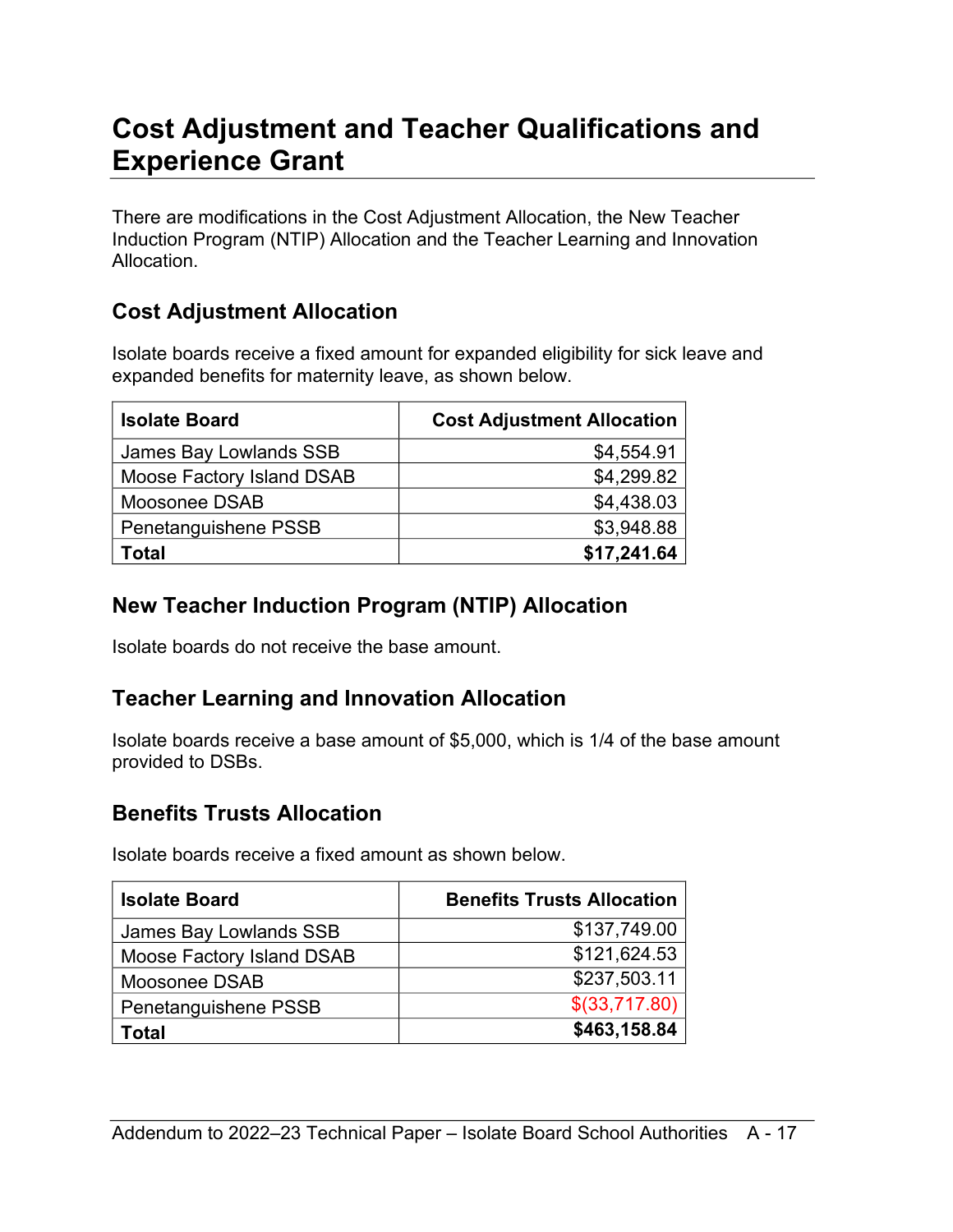# Cost Adjustment and Teacher Qualifications and Experience Grant

There are modifications in the Cost Adjustment Allocation, the New Teacher Induction Program (NTIP) Allocation and the Teacher Learning and Innovation Allocation.

## Cost Adjustment Allocation

Isolate boards receive a fixed amount for expanded eligibility for sick leave and expanded benefits for maternity leave, as shown below.

| Isolate Board | Cost Adjustment Allocation |
|---|---:|
| James Bay Lowlands SSB | $4,554.91 |
| Moose Factory Island DSAB | $4,299.82 |
| Moosonee DSAB | $4,438.03 |
| Penetanguishene PSSB | $3,948.88 |
| **Total** | **$17,241.64** |

## New Teacher Induction Program (NTIP) Allocation

Isolate boards do not receive the base amount.

## Teacher Learning and Innovation Allocation

Isolate boards receive a base amount of $5,000, which is 1/4 of the base amount provided to DSBs.

## Benefits Trusts Allocation

Isolate boards receive a fixed amount as shown below.

| Isolate Board | Benefits Trusts Allocation |
|---|---:|
| James Bay Lowlands SSB | $137,749.00 |
| Moose Factory Island DSAB | $121,624.53 |
| Moosonee DSAB | $237,503.11 |
| Penetanguishene PSSB | $(33,717.80) |
| **Total** | **$463,158.84** |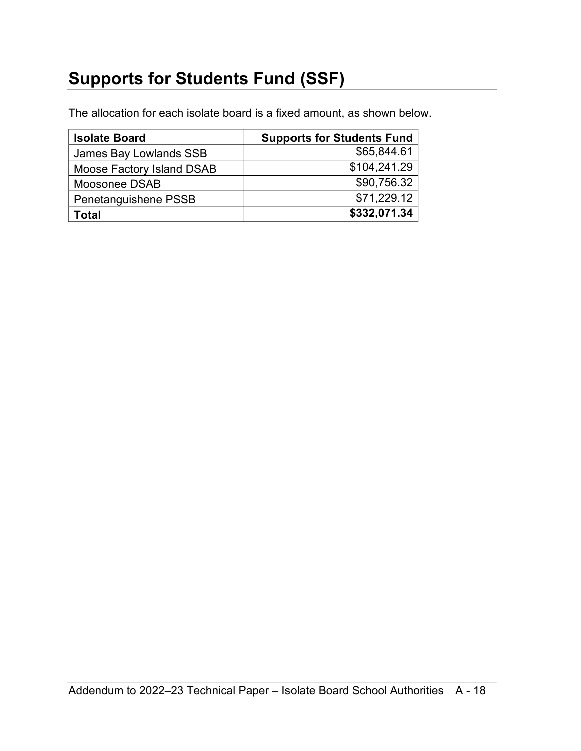## Supports for Students Fund (SSF)

The allocation for each isolate board is a fixed amount, as shown below.

| Isolate Board | Supports for Students Fund |
|---|---:|
| James Bay Lowlands SSB | $65,844.61 |
| Moose Factory Island DSAB | $104,241.29 |
| Moosonee DSAB | $90,756.32 |
| Penetanguishene PSSB | $71,229.12 |
| **Total** | **$332,071.34** |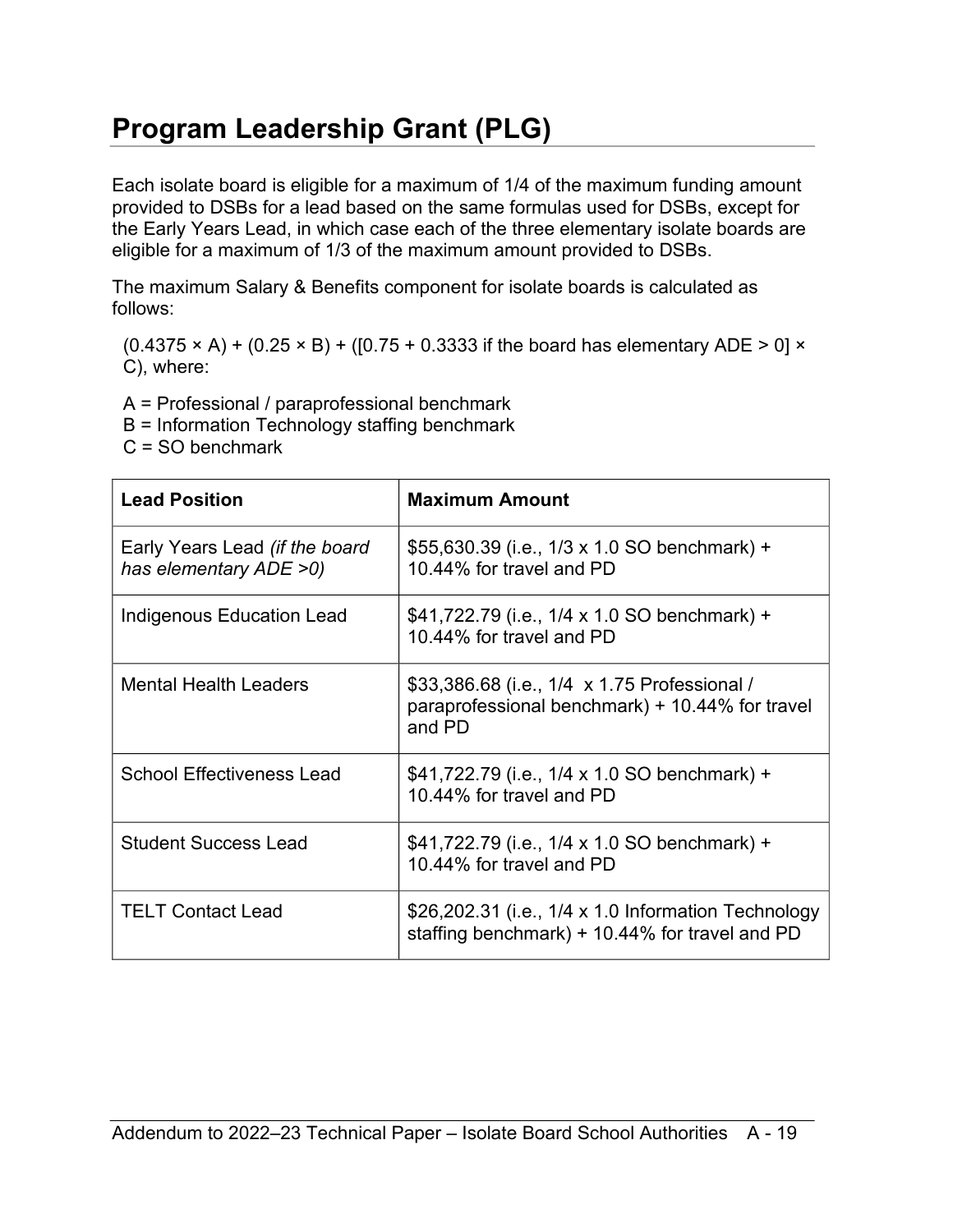# Program Leadership Grant (PLG)

Each isolate board is eligible for a maximum of 1/4 of the maximum funding amount provided to DSBs for a lead based on the same formulas used for DSBs, except for the Early Years Lead, in which case each of the three elementary isolate boards are eligible for a maximum of 1/3 of the maximum amount provided to DSBs.

The maximum Salary & Benefits component for isolate boards is calculated as follows:

(0.4375 × A) + (0.25 × B) + ([0.75 + 0.3333 if the board has elementary ADE > 0] × C), where:

A = Professional / paraprofessional benchmark
B = Information Technology staffing benchmark
C = SO benchmark

| Lead Position | Maximum Amount |
| --- | --- |
| Early Years Lead *(if the board has elementary ADE >0)* | $55,630.39 (i.e., 1/3 x 1.0 SO benchmark) + 10.44% for travel and PD |
| Indigenous Education Lead | $41,722.79 (i.e., 1/4 x 1.0 SO benchmark) + 10.44% for travel and PD |
| Mental Health Leaders | $33,386.68 (i.e., 1/4 x 1.75 Professional / paraprofessional benchmark) + 10.44% for travel and PD |
| School Effectiveness Lead | $41,722.79 (i.e., 1/4 x 1.0 SO benchmark) + 10.44% for travel and PD |
| Student Success Lead | $41,722.79 (i.e., 1/4 x 1.0 SO benchmark) + 10.44% for travel and PD |
| TELT Contact Lead | $26,202.31 (i.e., 1/4 x 1.0 Information Technology staffing benchmark) + 10.44% for travel and PD |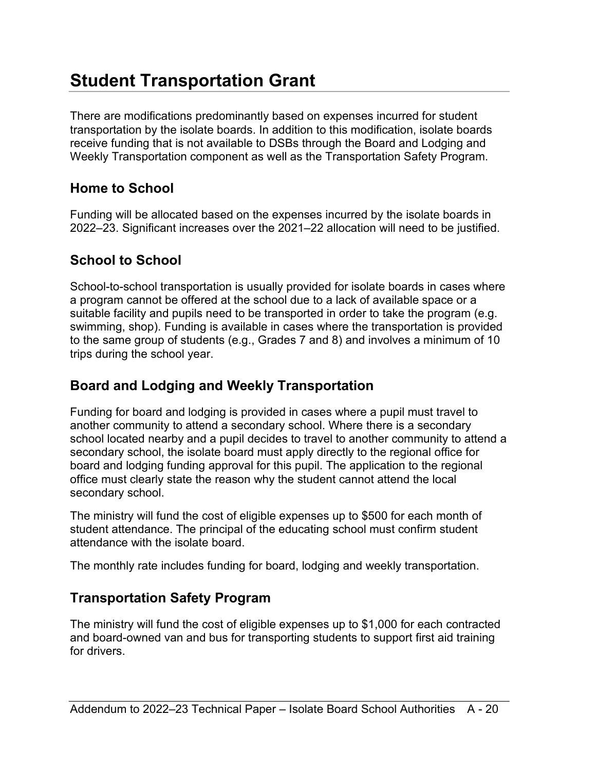# Student Transportation Grant

There are modifications predominantly based on expenses incurred for student transportation by the isolate boards. In addition to this modification, isolate boards receive funding that is not available to DSBs through the Board and Lodging and Weekly Transportation component as well as the Transportation Safety Program.

## Home to School

Funding will be allocated based on the expenses incurred by the isolate boards in 2022–23. Significant increases over the 2021–22 allocation will need to be justified.

## School to School

School-to-school transportation is usually provided for isolate boards in cases where a program cannot be offered at the school due to a lack of available space or a suitable facility and pupils need to be transported in order to take the program (e.g. swimming, shop). Funding is available in cases where the transportation is provided to the same group of students (e.g., Grades 7 and 8) and involves a minimum of 10 trips during the school year.

## Board and Lodging and Weekly Transportation

Funding for board and lodging is provided in cases where a pupil must travel to another community to attend a secondary school. Where there is a secondary school located nearby and a pupil decides to travel to another community to attend a secondary school, the isolate board must apply directly to the regional office for board and lodging funding approval for this pupil. The application to the regional office must clearly state the reason why the student cannot attend the local secondary school.

The ministry will fund the cost of eligible expenses up to $500 for each month of student attendance. The principal of the educating school must confirm student attendance with the isolate board.

The monthly rate includes funding for board, lodging and weekly transportation.

## Transportation Safety Program

The ministry will fund the cost of eligible expenses up to $1,000 for each contracted and board-owned van and bus for transporting students to support first aid training for drivers.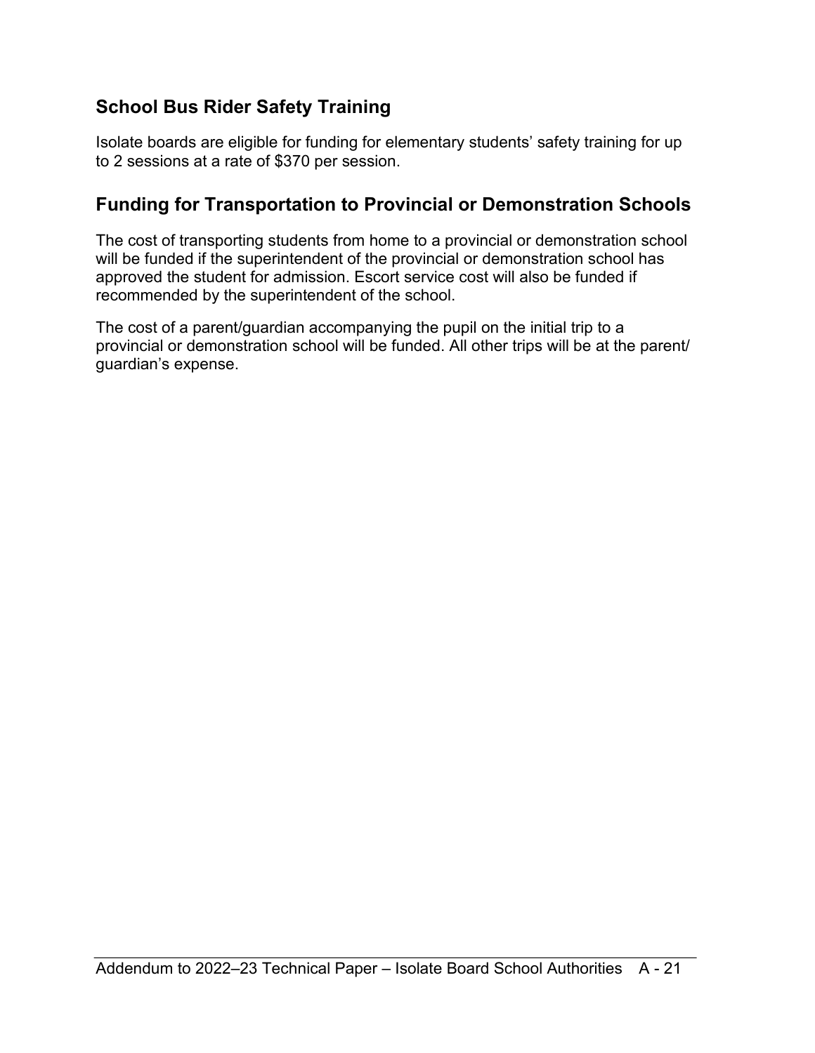## School Bus Rider Safety Training

Isolate boards are eligible for funding for elementary students' safety training for up to 2 sessions at a rate of $370 per session.

## Funding for Transportation to Provincial or Demonstration Schools

The cost of transporting students from home to a provincial or demonstration school will be funded if the superintendent of the provincial or demonstration school has approved the student for admission. Escort service cost will also be funded if recommended by the superintendent of the school.

The cost of a parent/guardian accompanying the pupil on the initial trip to a provincial or demonstration school will be funded. All other trips will be at the parent/guardian's expense.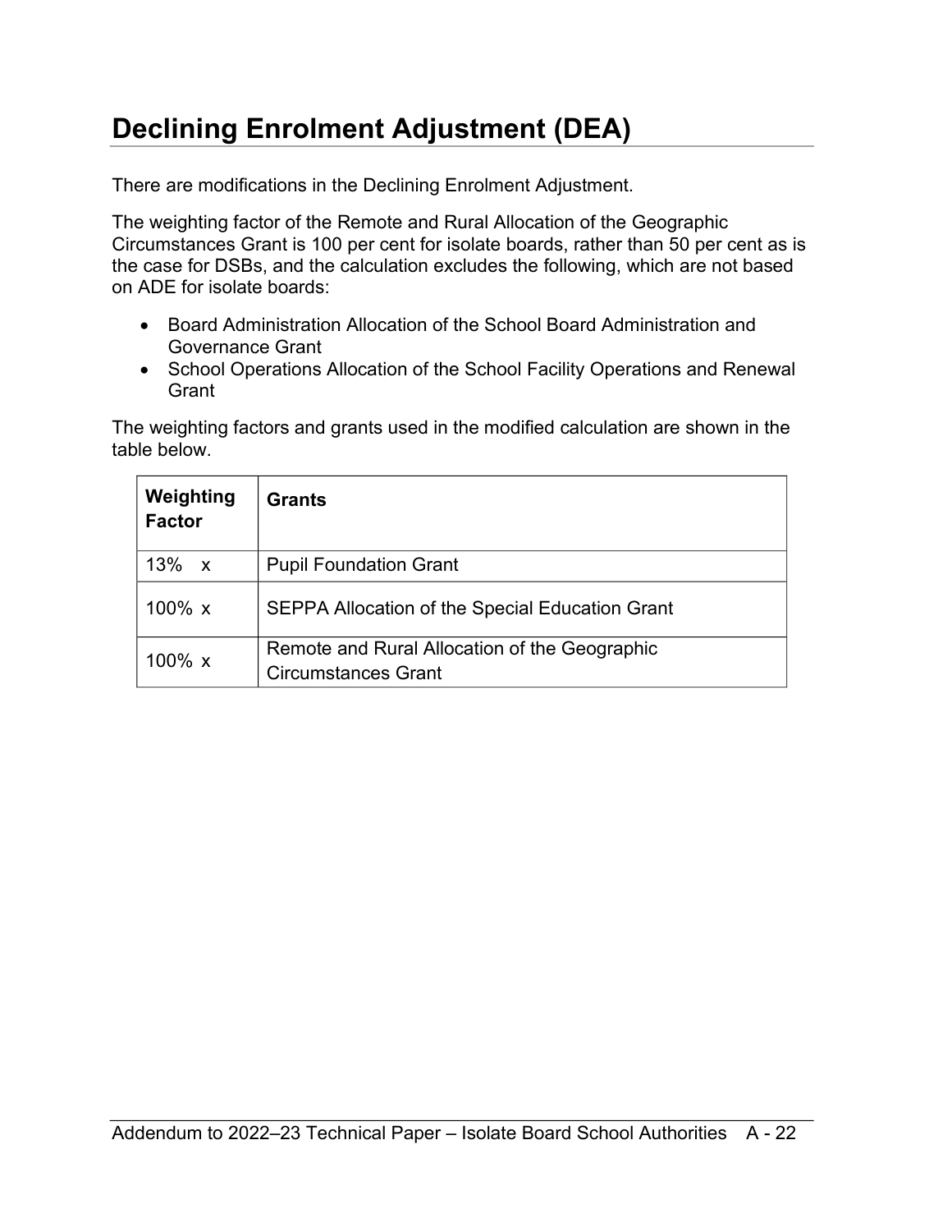# Declining Enrolment Adjustment (DEA)

There are modifications in the Declining Enrolment Adjustment.

The weighting factor of the Remote and Rural Allocation of the Geographic Circumstances Grant is 100 per cent for isolate boards, rather than 50 per cent as is the case for DSBs, and the calculation excludes the following, which are not based on ADE for isolate boards:

- Board Administration Allocation of the School Board Administration and Governance Grant
- School Operations Allocation of the School Facility Operations and Renewal Grant

The weighting factors and grants used in the modified calculation are shown in the table below.

| Weighting Factor | Grants |
|---|---|
| 13% x | Pupil Foundation Grant |
| 100% x | SEPPA Allocation of the Special Education Grant |
| 100% x | Remote and Rural Allocation of the Geographic Circumstances Grant |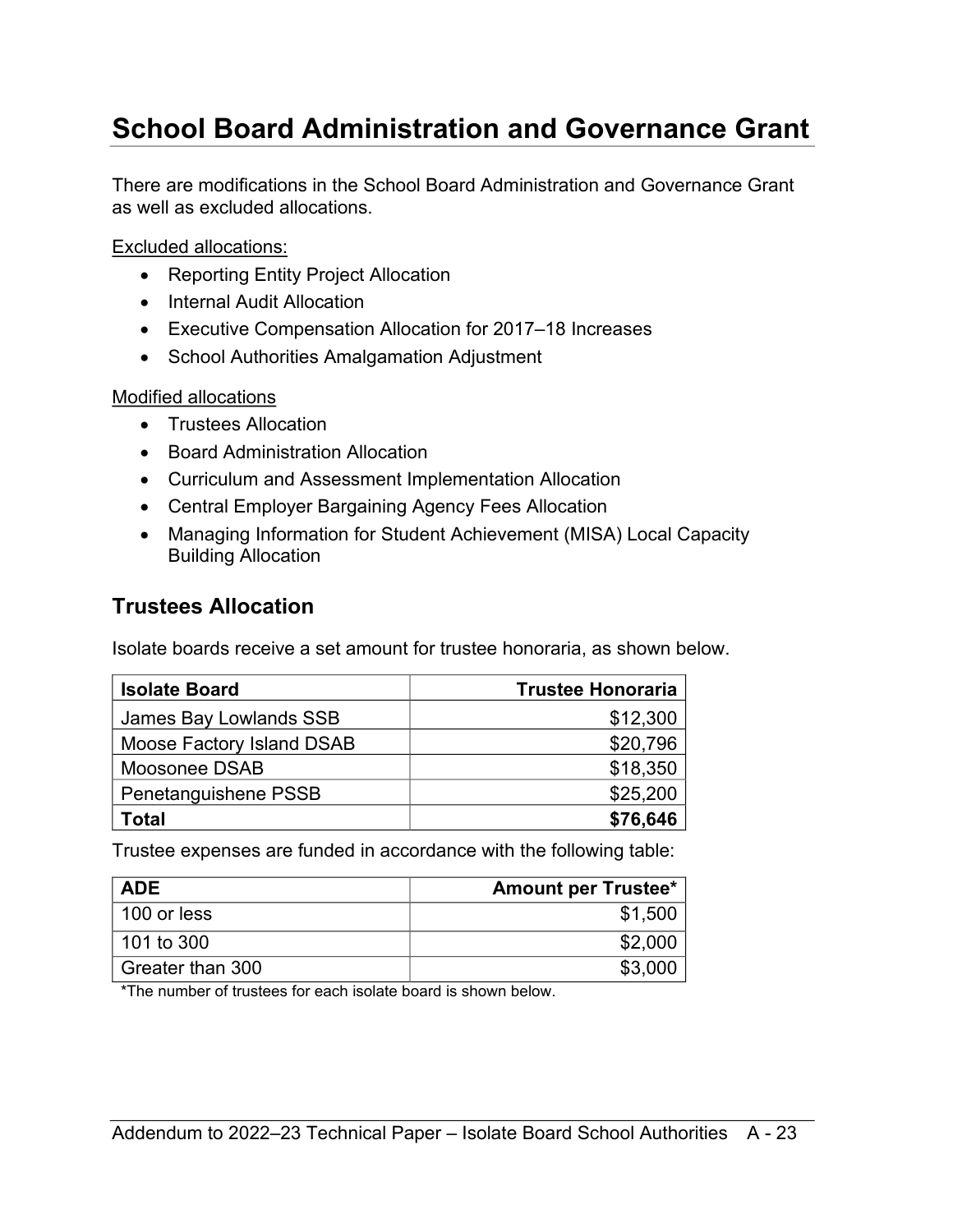# School Board Administration and Governance Grant

There are modifications in the School Board Administration and Governance Grant as well as excluded allocations.

Excluded allocations:

- Reporting Entity Project Allocation
- Internal Audit Allocation
- Executive Compensation Allocation for 2017–18 Increases
- School Authorities Amalgamation Adjustment

Modified allocations

- Trustees Allocation
- Board Administration Allocation
- Curriculum and Assessment Implementation Allocation
- Central Employer Bargaining Agency Fees Allocation
- Managing Information for Student Achievement (MISA) Local Capacity Building Allocation

## Trustees Allocation

Isolate boards receive a set amount for trustee honoraria, as shown below.

| Isolate Board | Trustee Honoraria |
|---|---:|
| James Bay Lowlands SSB | $12,300 |
| Moose Factory Island DSAB | $20,796 |
| Moosonee DSAB | $18,350 |
| Penetanguishene PSSB | $25,200 |
| **Total** | **$76,646** |

Trustee expenses are funded in accordance with the following table:

| ADE | Amount per Trustee* |
|---|---:|
| 100 or less | $1,500 |
| 101 to 300 | $2,000 |
| Greater than 300 | $3,000 |

*The number of trustees for each isolate board is shown below.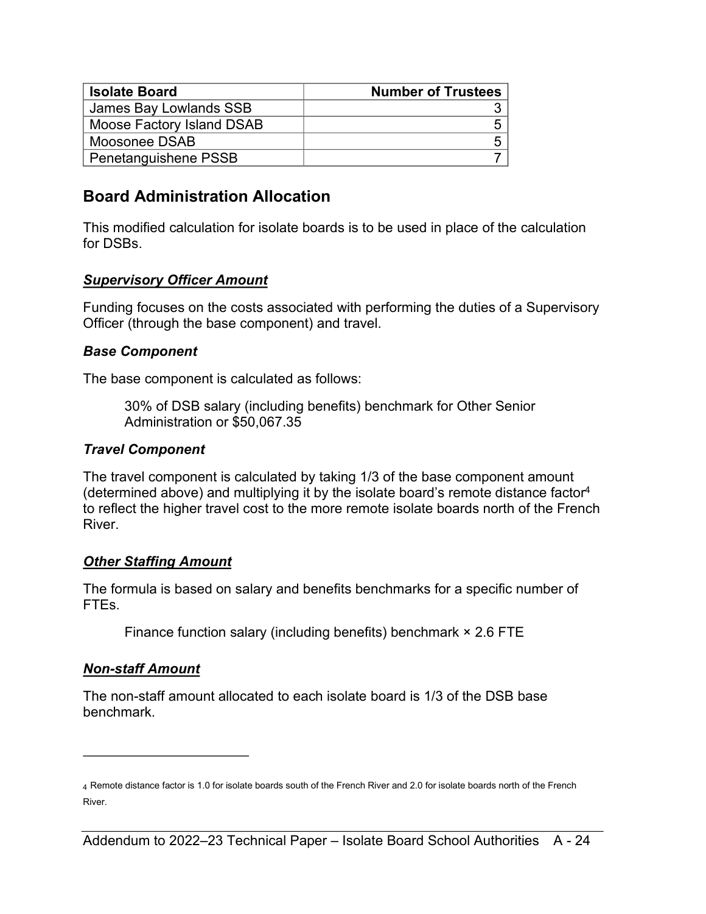| Isolate Board | Number of Trustees |
|---|---:|
| James Bay Lowlands SSB | 3 |
| Moose Factory Island DSAB | 5 |
| Moosonee DSAB | 5 |
| Penetanguishene PSSB | 7 |

## Board Administration Allocation

This modified calculation for isolate boards is to be used in place of the calculation for DSBs.

### ***Supervisory Officer Amount***

Funding focuses on the costs associated with performing the duties of a Supervisory Officer (through the base component) and travel.

#### *Base Component*

The base component is calculated as follows:

> 30% of DSB salary (including benefits) benchmark for Other Senior Administration or $50,067.35

#### *Travel Component*

The travel component is calculated by taking 1/3 of the base component amount (determined above) and multiplying it by the isolate board's remote distance factor[4] to reflect the higher travel cost to the more remote isolate boards north of the French River.

### ***Other Staffing Amount***

The formula is based on salary and benefits benchmarks for a specific number of FTEs.

> Finance function salary (including benefits) benchmark × 2.6 FTE

### ***Non-staff Amount***

The non-staff amount allocated to each isolate board is 1/3 of the DSB base benchmark.

---

[4] Remote distance factor is 1.0 for isolate boards south of the French River and 2.0 for isolate boards north of the French River.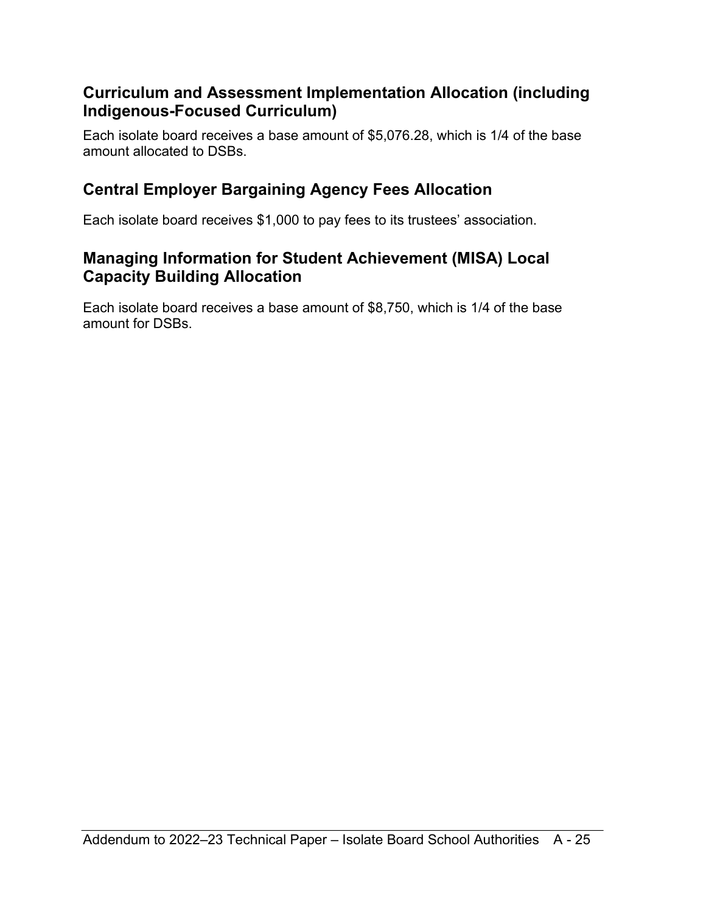## Curriculum and Assessment Implementation Allocation (including Indigenous-Focused Curriculum)

Each isolate board receives a base amount of $5,076.28, which is 1/4 of the base amount allocated to DSBs.

## Central Employer Bargaining Agency Fees Allocation

Each isolate board receives $1,000 to pay fees to its trustees' association.

## Managing Information for Student Achievement (MISA) Local Capacity Building Allocation

Each isolate board receives a base amount of $8,750, which is 1/4 of the base amount for DSBs.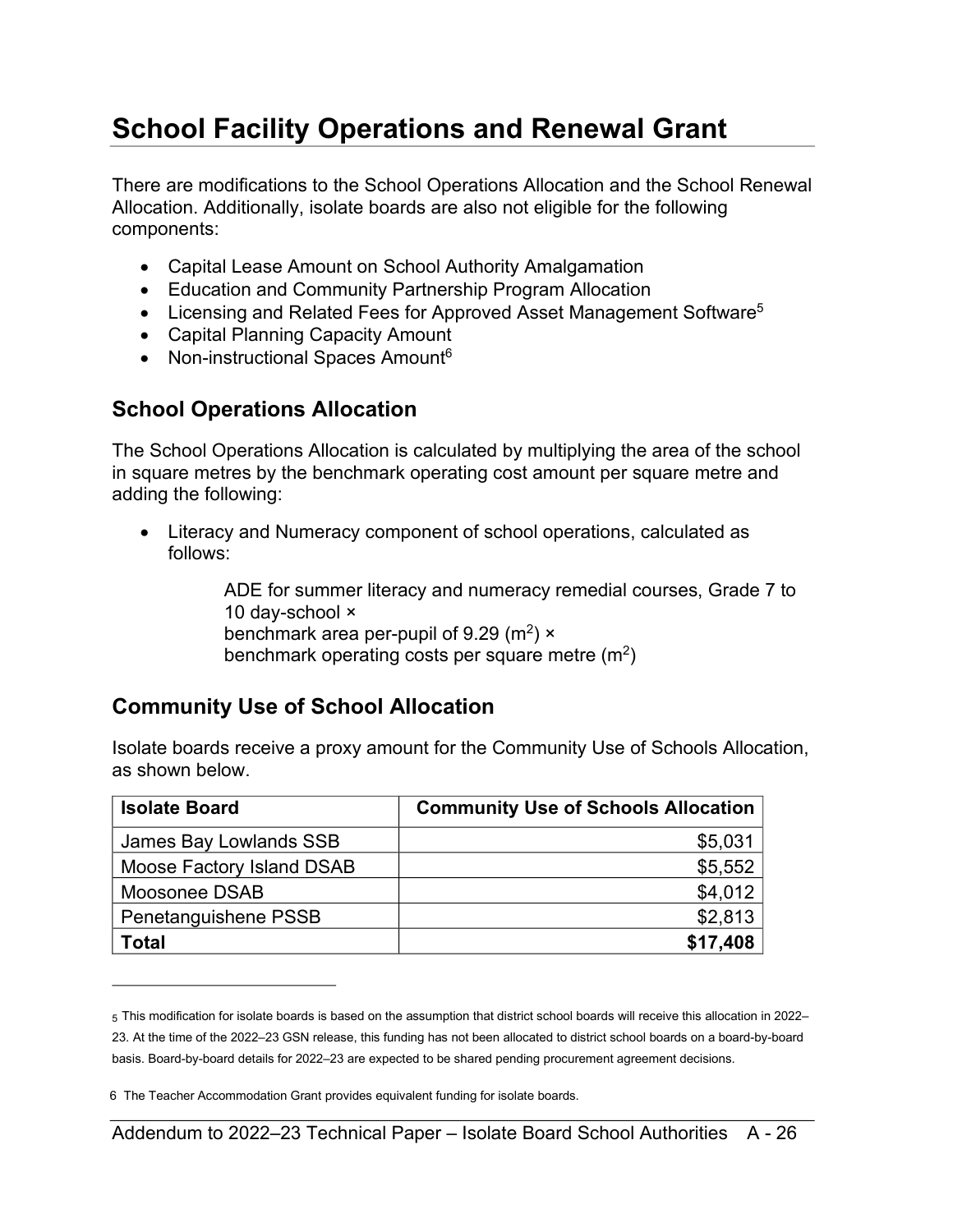# School Facility Operations and Renewal Grant

There are modifications to the School Operations Allocation and the School Renewal Allocation. Additionally, isolate boards are also not eligible for the following components:

- Capital Lease Amount on School Authority Amalgamation
- Education and Community Partnership Program Allocation
- Licensing and Related Fees for Approved Asset Management Software[5]
- Capital Planning Capacity Amount
- Non-instructional Spaces Amount[6]

## School Operations Allocation

The School Operations Allocation is calculated by multiplying the area of the school in square metres by the benchmark operating cost amount per square metre and adding the following:

- Literacy and Numeracy component of school operations, calculated as follows:

  ADE for summer literacy and numeracy remedial courses, Grade 7 to 10 day-school ×
  benchmark area per-pupil of 9.29 ($m^2$) ×
  benchmark operating costs per square metre ($m^2$)

## Community Use of School Allocation

Isolate boards receive a proxy amount for the Community Use of Schools Allocation, as shown below.

| Isolate Board | Community Use of Schools Allocation |
|---|---:|
| James Bay Lowlands SSB | $5,031 |
| Moose Factory Island DSAB | $5,552 |
| Moosonee DSAB | $4,012 |
| Penetanguishene PSSB | $2,813 |
| **Total** | **$17,408** |

5 This modification for isolate boards is based on the assumption that district school boards will receive this allocation in 2022–23. At the time of the 2022–23 GSN release, this funding has not been allocated to district school boards on a board-by-board basis. Board-by-board details for 2022–23 are expected to be shared pending procurement agreement decisions.

6 The Teacher Accommodation Grant provides equivalent funding for isolate boards.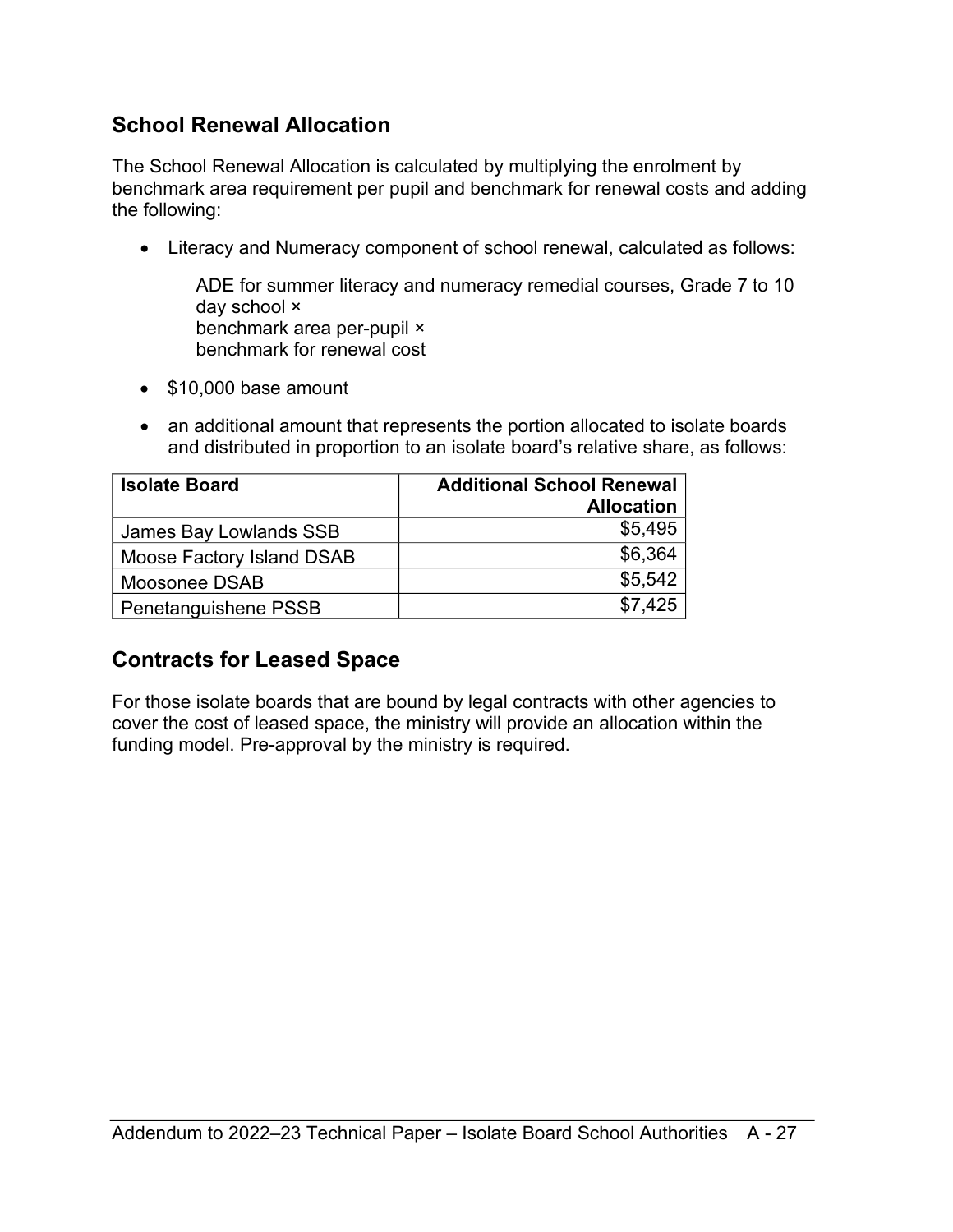## School Renewal Allocation

The School Renewal Allocation is calculated by multiplying the enrolment by benchmark area requirement per pupil and benchmark for renewal costs and adding the following:

- Literacy and Numeracy component of school renewal, calculated as follows:

  ADE for summer literacy and numeracy remedial courses, Grade 7 to 10 day school ×
  benchmark area per-pupil ×
  benchmark for renewal cost

- $10,000 base amount

- an additional amount that represents the portion allocated to isolate boards and distributed in proportion to an isolate board's relative share, as follows:

| Isolate Board | Additional School Renewal Allocation |
|---|---:|
| James Bay Lowlands SSB | $5,495 |
| Moose Factory Island DSAB | $6,364 |
| Moosonee DSAB | $5,542 |
| Penetanguishene PSSB | $7,425 |

## Contracts for Leased Space

For those isolate boards that are bound by legal contracts with other agencies to cover the cost of leased space, the ministry will provide an allocation within the funding model. Pre-approval by the ministry is required.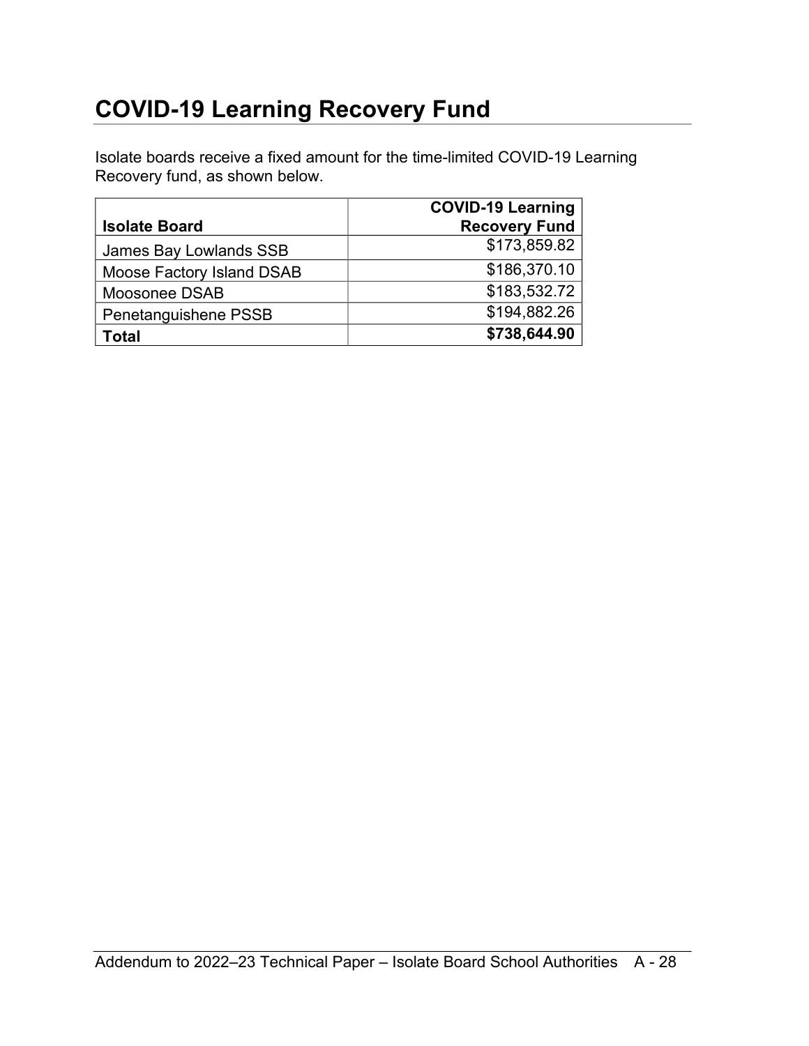# COVID-19 Learning Recovery Fund

Isolate boards receive a fixed amount for the time-limited COVID-19 Learning Recovery fund, as shown below.

| **Isolate Board** | **COVID-19 Learning Recovery Fund** |
|---|---:|
| James Bay Lowlands SSB | $173,859.82 |
| Moose Factory Island DSAB | $186,370.10 |
| Moosonee DSAB | $183,532.72 |
| Penetanguishene PSSB | $194,882.26 |
| **Total** | **$738,644.90** |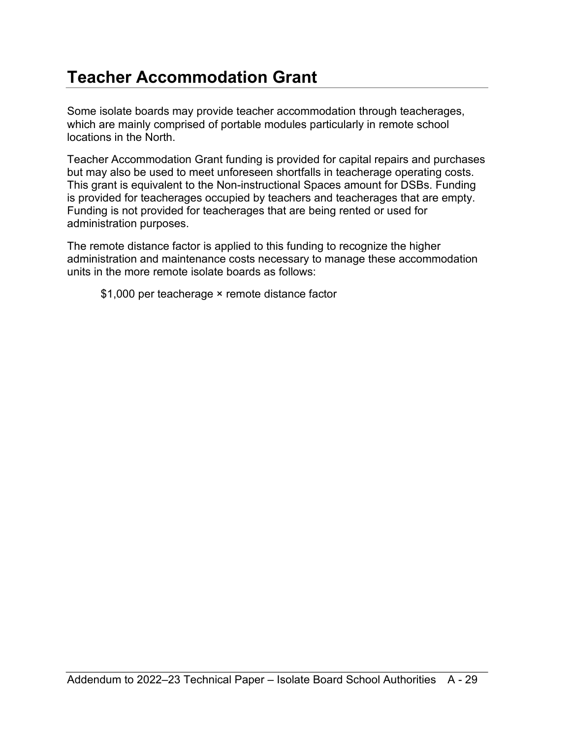# Teacher Accommodation Grant

Some isolate boards may provide teacher accommodation through teacherages, which are mainly comprised of portable modules particularly in remote school locations in the North.

Teacher Accommodation Grant funding is provided for capital repairs and purchases but may also be used to meet unforeseen shortfalls in teacherage operating costs. This grant is equivalent to the Non-instructional Spaces amount for DSBs. Funding is provided for teacherages occupied by teachers and teacherages that are empty. Funding is not provided for teacherages that are being rented or used for administration purposes.

The remote distance factor is applied to this funding to recognize the higher administration and maintenance costs necessary to manage these accommodation units in the more remote isolate boards as follows:

> $1,000 per teacherage × remote distance factor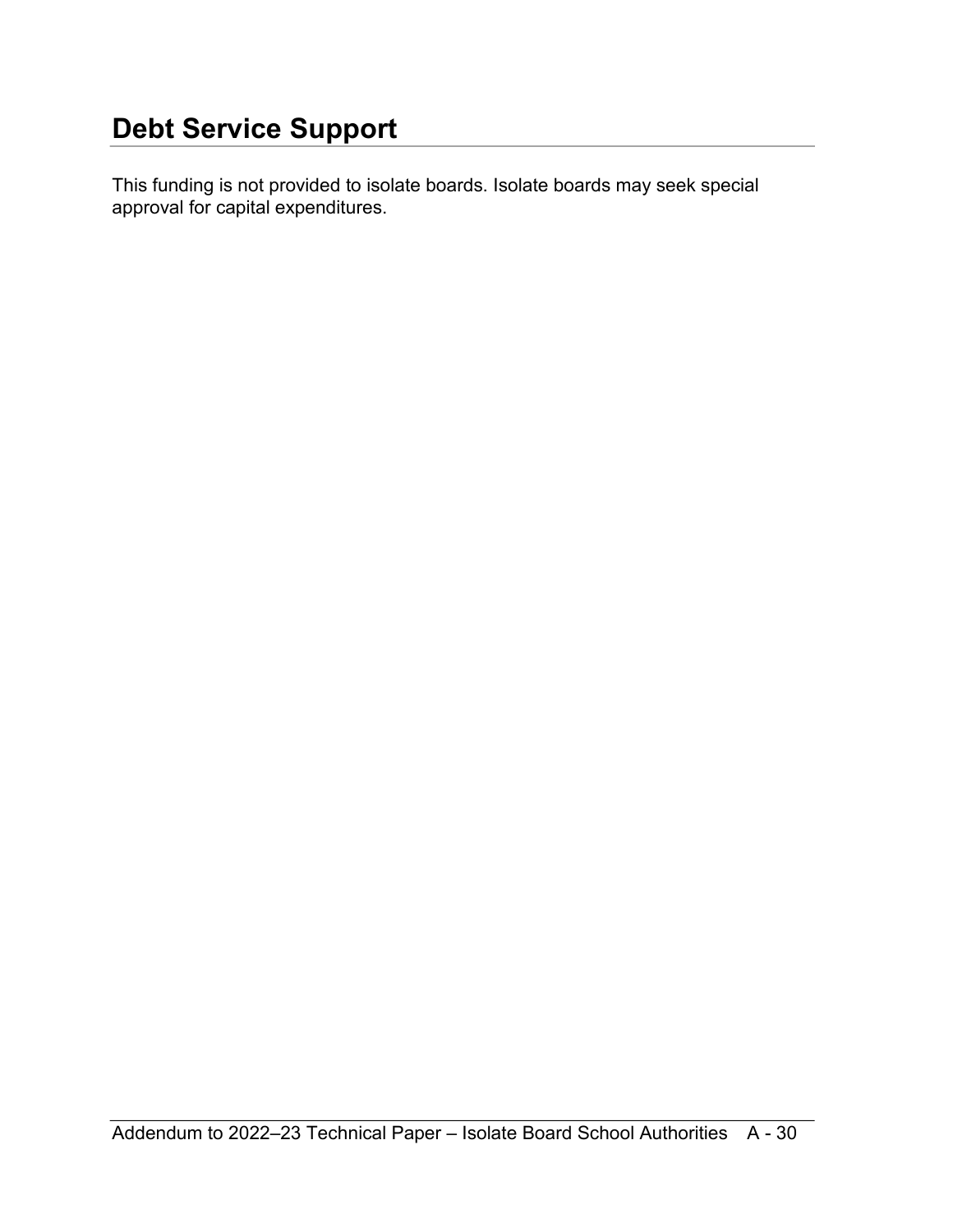# Debt Service Support

This funding is not provided to isolate boards. Isolate boards may seek special approval for capital expenditures.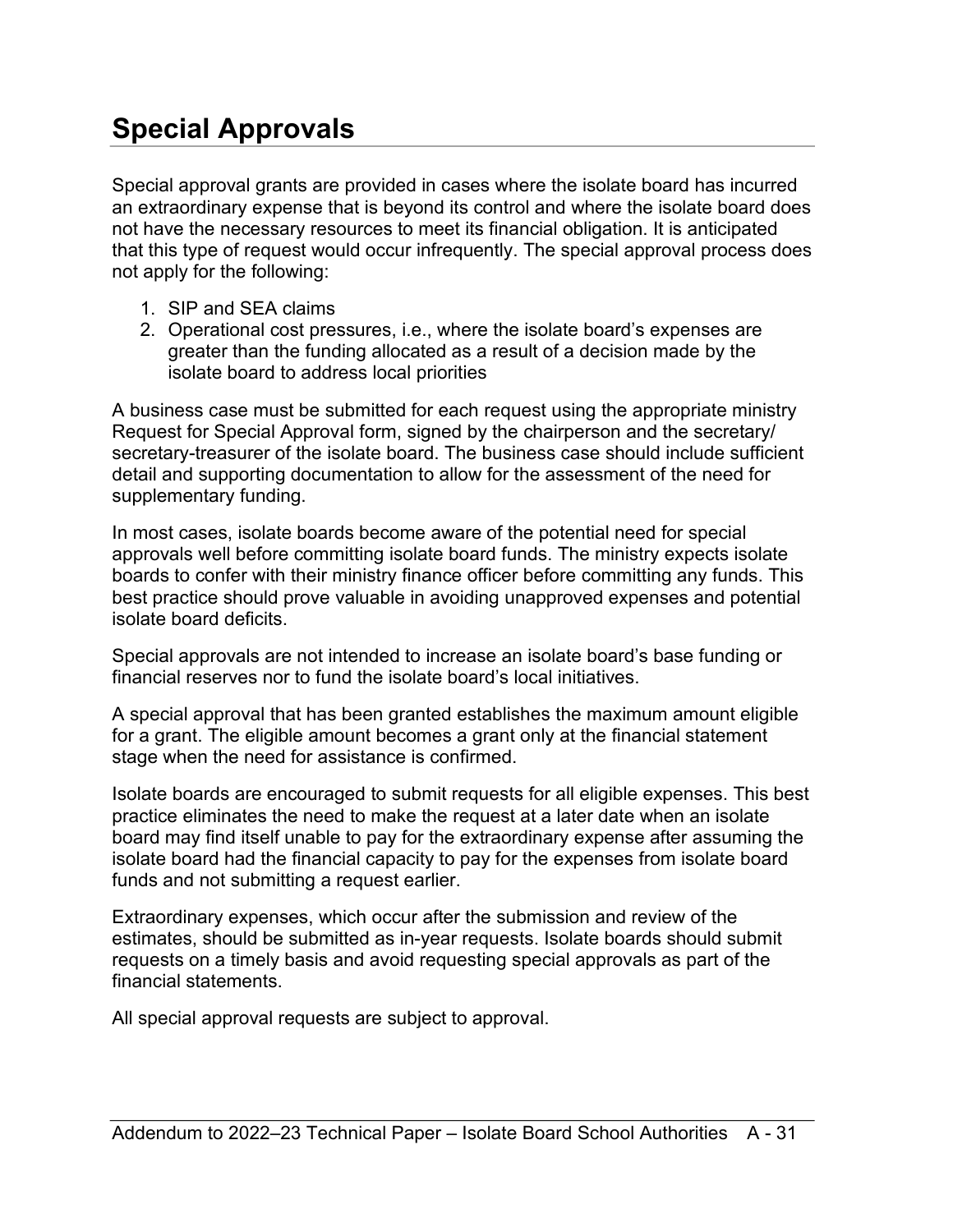# Special Approvals

Special approval grants are provided in cases where the isolate board has incurred an extraordinary expense that is beyond its control and where the isolate board does not have the necessary resources to meet its financial obligation. It is anticipated that this type of request would occur infrequently. The special approval process does not apply for the following:

1. SIP and SEA claims
2. Operational cost pressures, i.e., where the isolate board's expenses are greater than the funding allocated as a result of a decision made by the isolate board to address local priorities

A business case must be submitted for each request using the appropriate ministry Request for Special Approval form, signed by the chairperson and the secretary/ secretary-treasurer of the isolate board. The business case should include sufficient detail and supporting documentation to allow for the assessment of the need for supplementary funding.

In most cases, isolate boards become aware of the potential need for special approvals well before committing isolate board funds. The ministry expects isolate boards to confer with their ministry finance officer before committing any funds. This best practice should prove valuable in avoiding unapproved expenses and potential isolate board deficits.

Special approvals are not intended to increase an isolate board's base funding or financial reserves nor to fund the isolate board's local initiatives.

A special approval that has been granted establishes the maximum amount eligible for a grant. The eligible amount becomes a grant only at the financial statement stage when the need for assistance is confirmed.

Isolate boards are encouraged to submit requests for all eligible expenses. This best practice eliminates the need to make the request at a later date when an isolate board may find itself unable to pay for the extraordinary expense after assuming the isolate board had the financial capacity to pay for the expenses from isolate board funds and not submitting a request earlier.

Extraordinary expenses, which occur after the submission and review of the estimates, should be submitted as in-year requests. Isolate boards should submit requests on a timely basis and avoid requesting special approvals as part of the financial statements.

All special approval requests are subject to approval.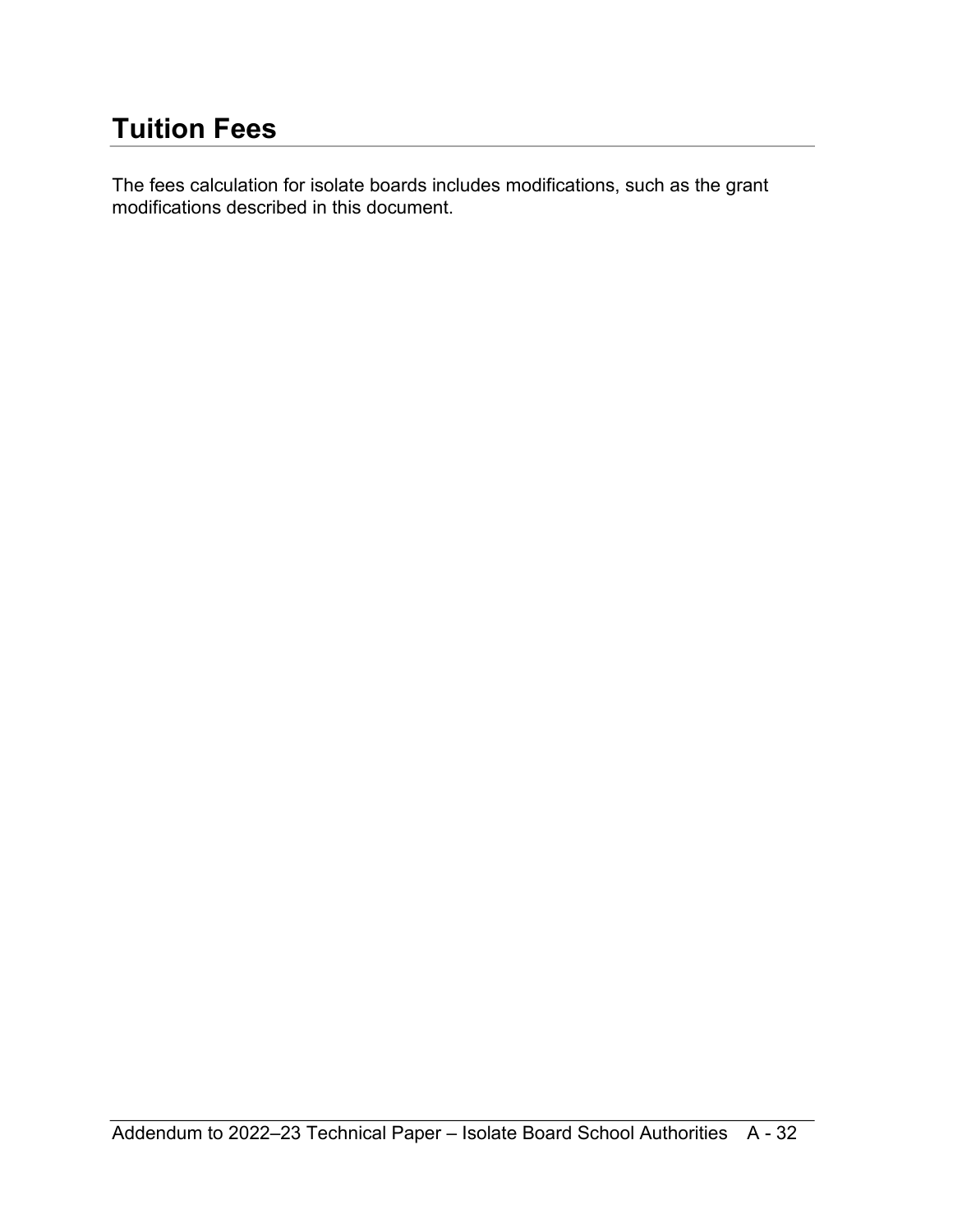## Tuition Fees

The fees calculation for isolate boards includes modifications, such as the grant modifications described in this document.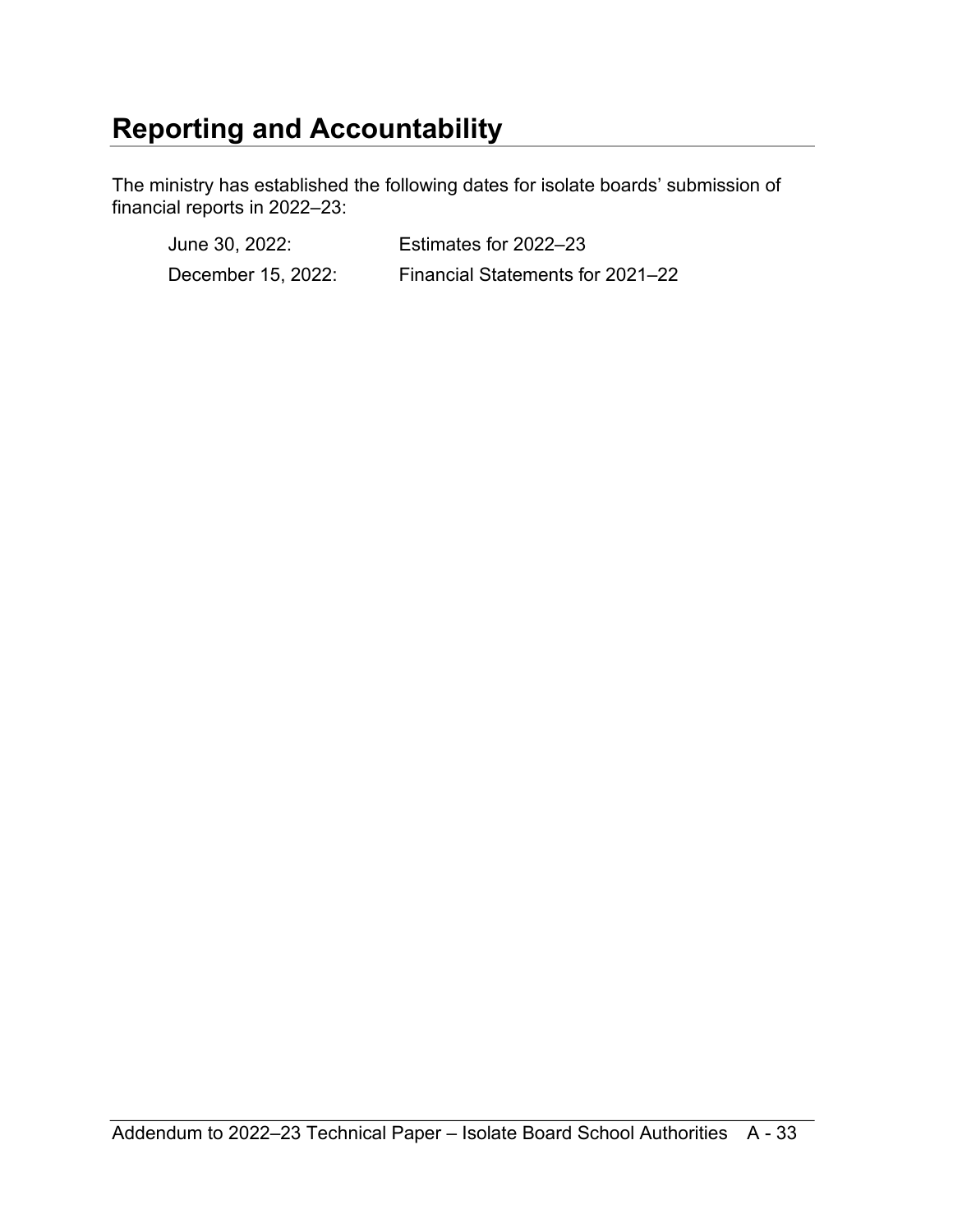# Reporting and Accountability

The ministry has established the following dates for isolate boards' submission of financial reports in 2022–23:

| | |
|---|---|
| June 30, 2022: | Estimates for 2022–23 |
| December 15, 2022: | Financial Statements for 2021–22 |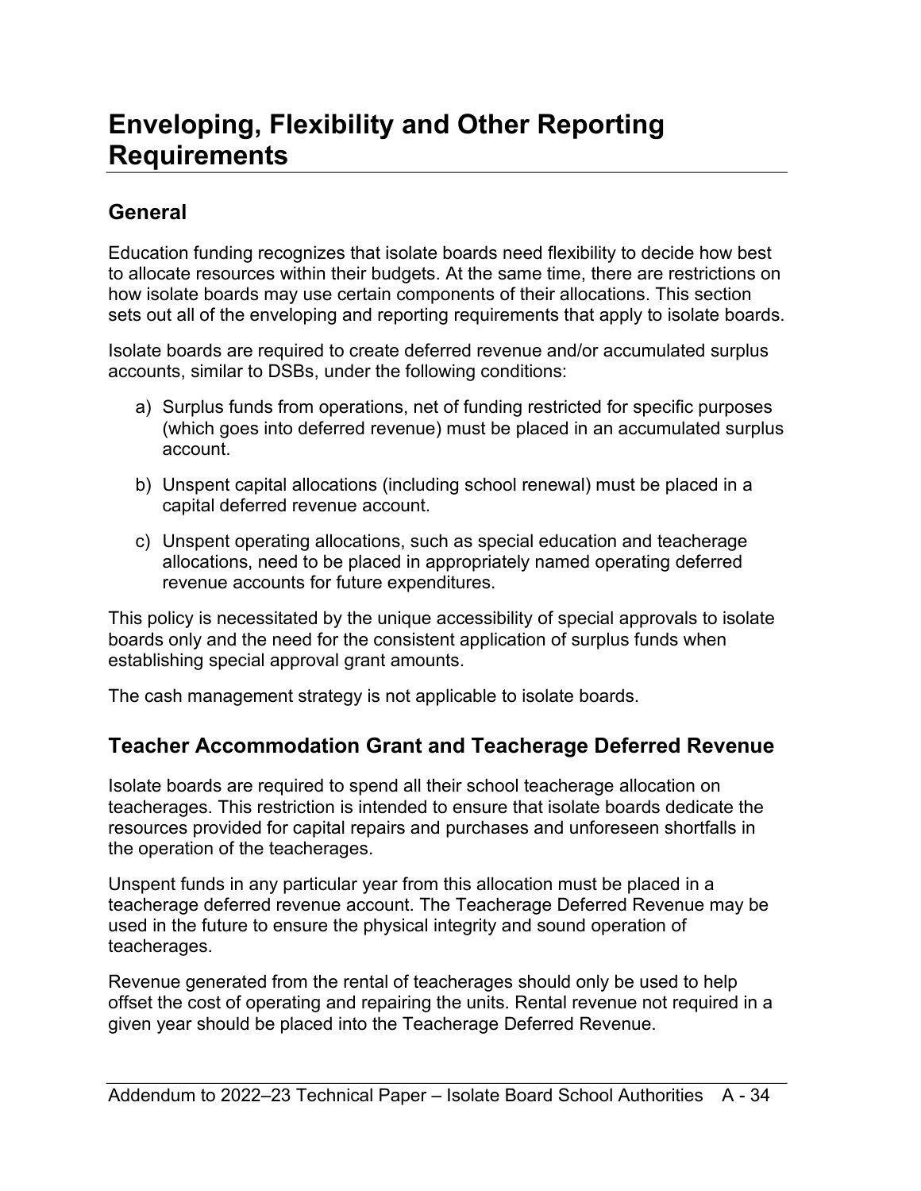# Enveloping, Flexibility and Other Reporting Requirements

## General

Education funding recognizes that isolate boards need flexibility to decide how best to allocate resources within their budgets. At the same time, there are restrictions on how isolate boards may use certain components of their allocations. This section sets out all of the enveloping and reporting requirements that apply to isolate boards.

Isolate boards are required to create deferred revenue and/or accumulated surplus accounts, similar to DSBs, under the following conditions:

a) Surplus funds from operations, net of funding restricted for specific purposes (which goes into deferred revenue) must be placed in an accumulated surplus account.

b) Unspent capital allocations (including school renewal) must be placed in a capital deferred revenue account.

c) Unspent operating allocations, such as special education and teacherage allocations, need to be placed in appropriately named operating deferred revenue accounts for future expenditures.

This policy is necessitated by the unique accessibility of special approvals to isolate boards only and the need for the consistent application of surplus funds when establishing special approval grant amounts.

The cash management strategy is not applicable to isolate boards.

## Teacher Accommodation Grant and Teacherage Deferred Revenue

Isolate boards are required to spend all their school teacherage allocation on teacherages. This restriction is intended to ensure that isolate boards dedicate the resources provided for capital repairs and purchases and unforeseen shortfalls in the operation of the teacherages.

Unspent funds in any particular year from this allocation must be placed in a teacherage deferred revenue account. The Teacherage Deferred Revenue may be used in the future to ensure the physical integrity and sound operation of teacherages.

Revenue generated from the rental of teacherages should only be used to help offset the cost of operating and repairing the units. Rental revenue not required in a given year should be placed into the Teacherage Deferred Revenue.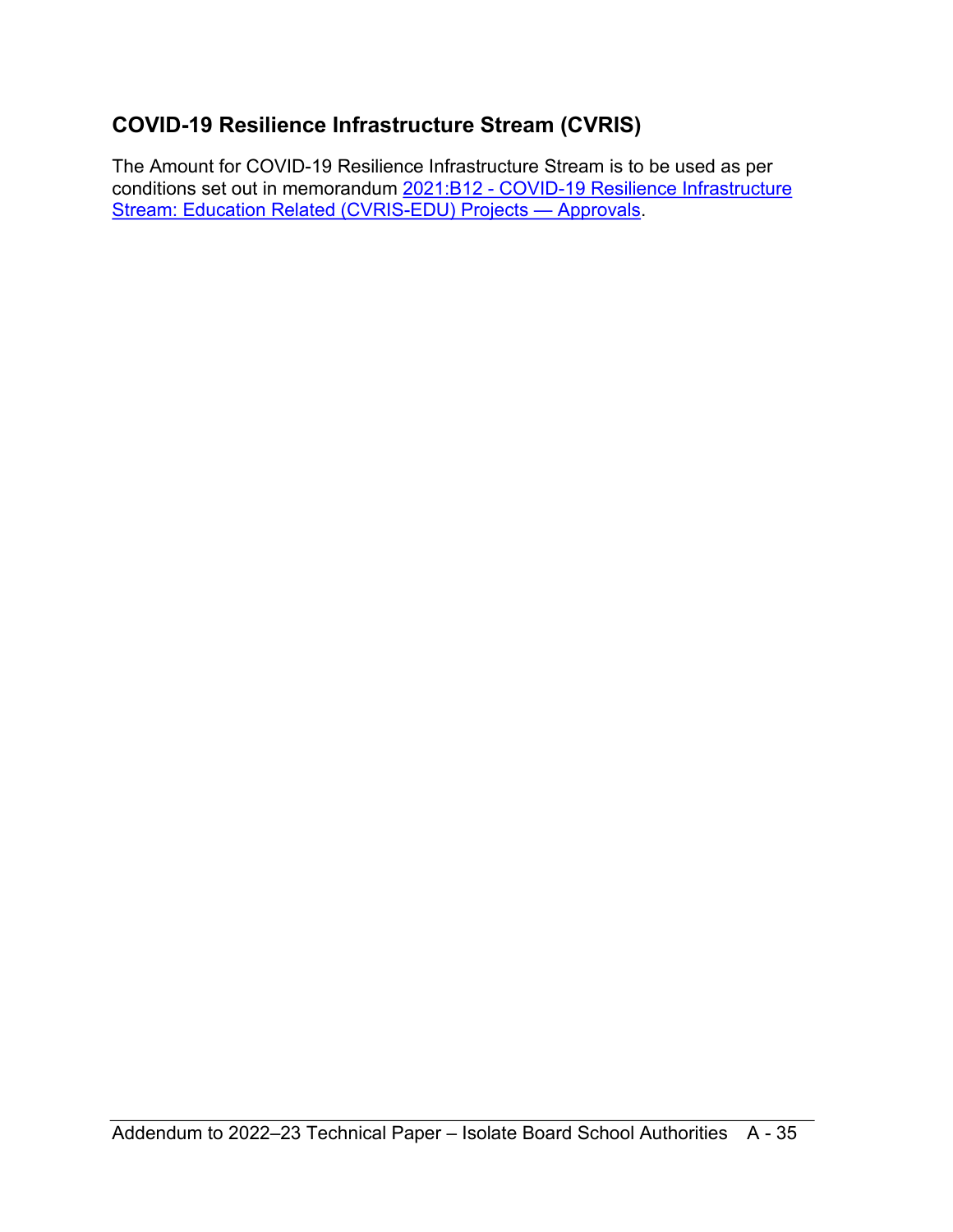## COVID-19 Resilience Infrastructure Stream (CVRIS)

The Amount for COVID-19 Resilience Infrastructure Stream is to be used as per conditions set out in memorandum 2021:B12 - COVID-19 Resilience Infrastructure Stream: Education Related (CVRIS-EDU) Projects — Approvals.